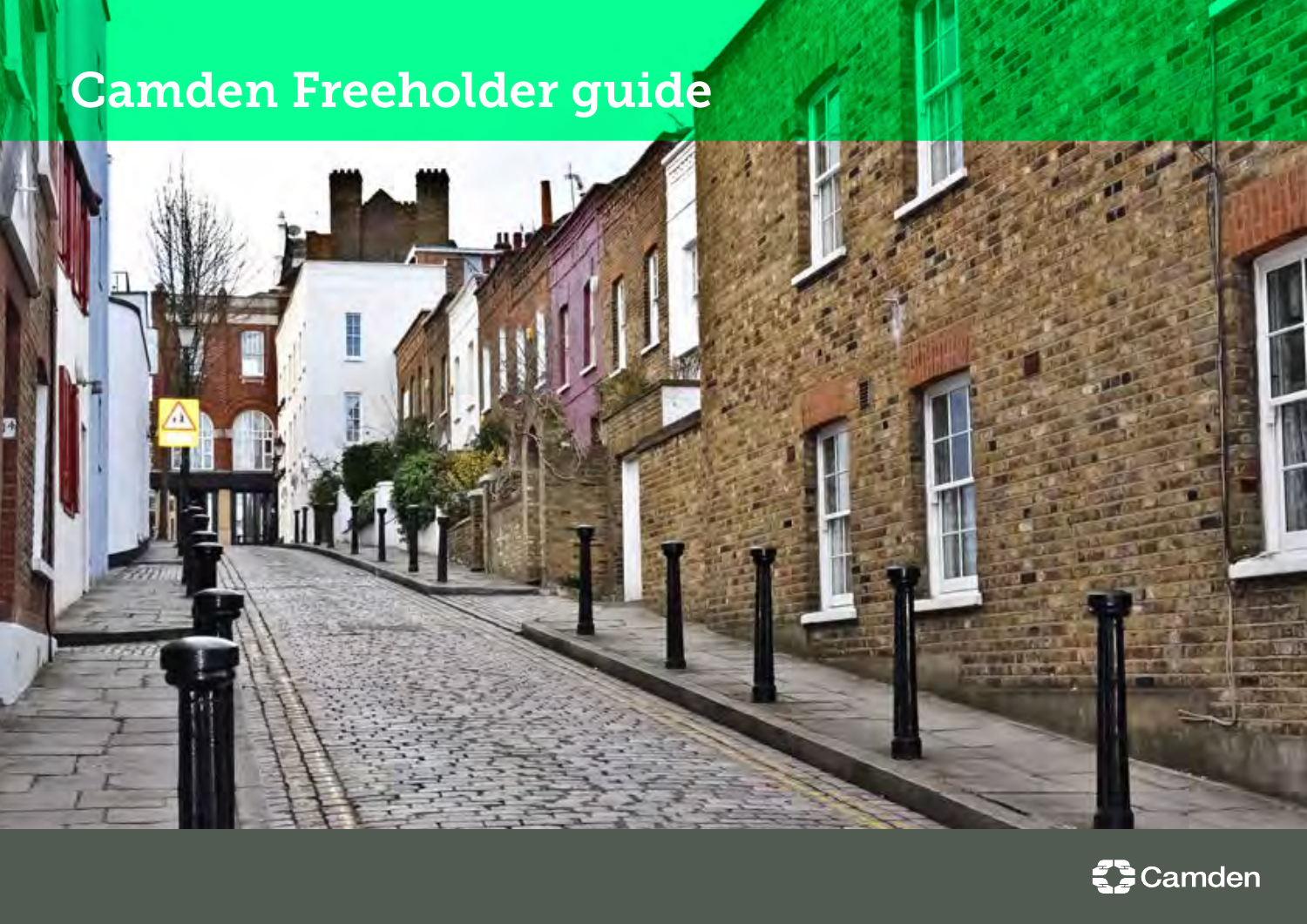# Camden Freeholder guide

Camden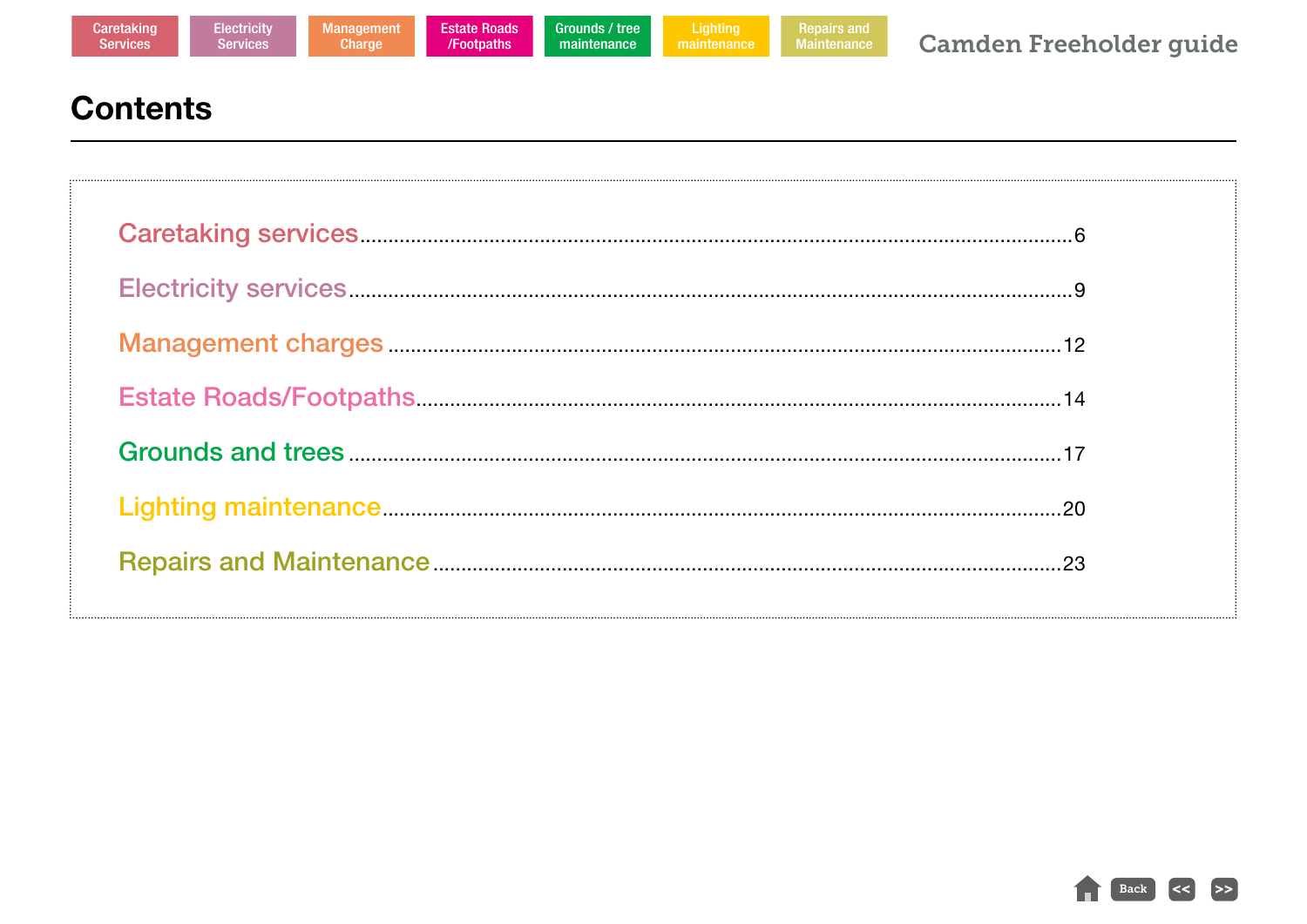# Contents

Caretaking services ........................................................................................................ 6

Electricity services ........................................................................................................ 9

Management charges ................................................................................................... 12

Estate Roads/Footpaths ................................................................................................ 14

Grounds and trees ........................................................................................................ 17

Lighting maintenance ................................................................................................... 20

Repairs and Maintenance ............................................................................................. 23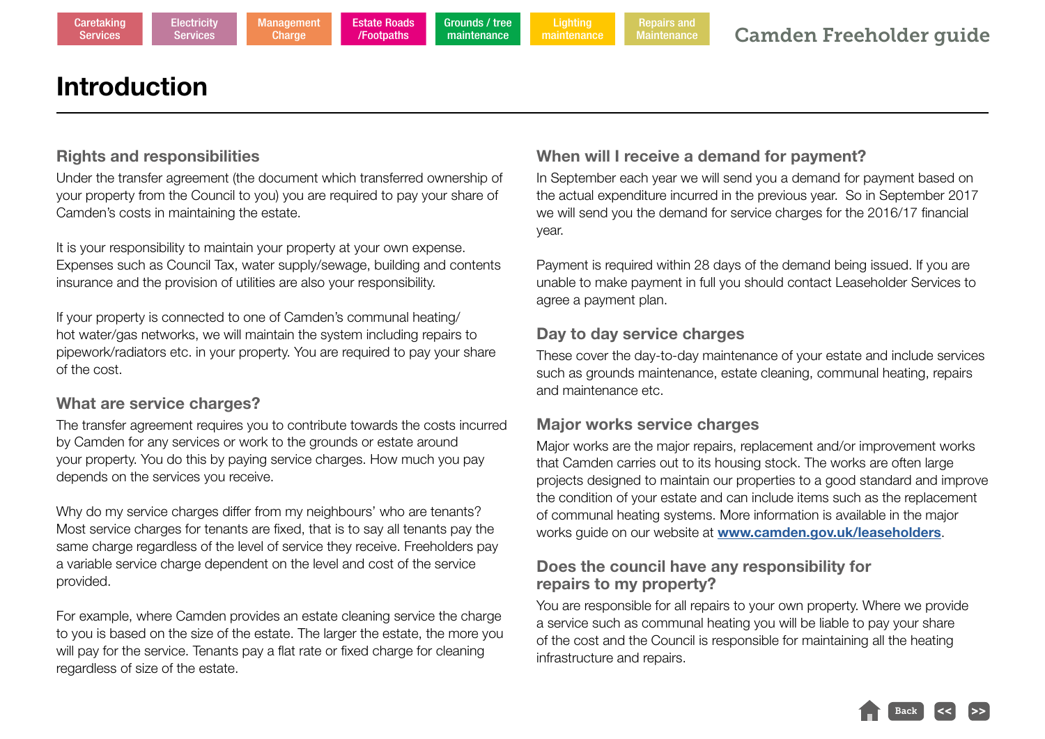# Introduction

## Rights and responsibilities

Under the transfer agreement (the document which transferred ownership of your property from the Council to you) you are required to pay your share of Camden's costs in maintaining the estate.

It is your responsibility to maintain your property at your own expense. Expenses such as Council Tax, water supply/sewage, building and contents insurance and the provision of utilities are also your responsibility.

If your property is connected to one of Camden's communal heating/hot water/gas networks, we will maintain the system including repairs to pipework/radiators etc. in your property. You are required to pay your share of the cost.

## What are service charges?

The transfer agreement requires you to contribute towards the costs incurred by Camden for any services or work to the grounds or estate around your property. You do this by paying service charges. How much you pay depends on the services you receive.

Why do my service charges differ from my neighbours' who are tenants? Most service charges for tenants are fixed, that is to say all tenants pay the same charge regardless of the level of service they receive. Freeholders pay a variable service charge dependent on the level and cost of the service provided.

For example, where Camden provides an estate cleaning service the charge to you is based on the size of the estate. The larger the estate, the more you will pay for the service. Tenants pay a flat rate or fixed charge for cleaning regardless of size of the estate.

## When will I receive a demand for payment?

In September each year we will send you a demand for payment based on the actual expenditure incurred in the previous year. So in September 2017 we will send you the demand for service charges for the 2016/17 financial year.

Payment is required within 28 days of the demand being issued. If you are unable to make payment in full you should contact Leaseholder Services to agree a payment plan.

## Day to day service charges

These cover the day-to-day maintenance of your estate and include services such as grounds maintenance, estate cleaning, communal heating, repairs and maintenance etc.

## Major works service charges

Major works are the major repairs, replacement and/or improvement works that Camden carries out to its housing stock. The works are often large projects designed to maintain our properties to a good standard and improve the condition of your estate and can include items such as the replacement of communal heating systems. More information is available in the major works guide on our website at **www.camden.gov.uk/leaseholders**.

## Does the council have any responsibility for repairs to my property?

You are responsible for all repairs to your own property. Where we provide a service such as communal heating you will be liable to pay your share of the cost and the Council is responsible for maintaining all the heating infrastructure and repairs.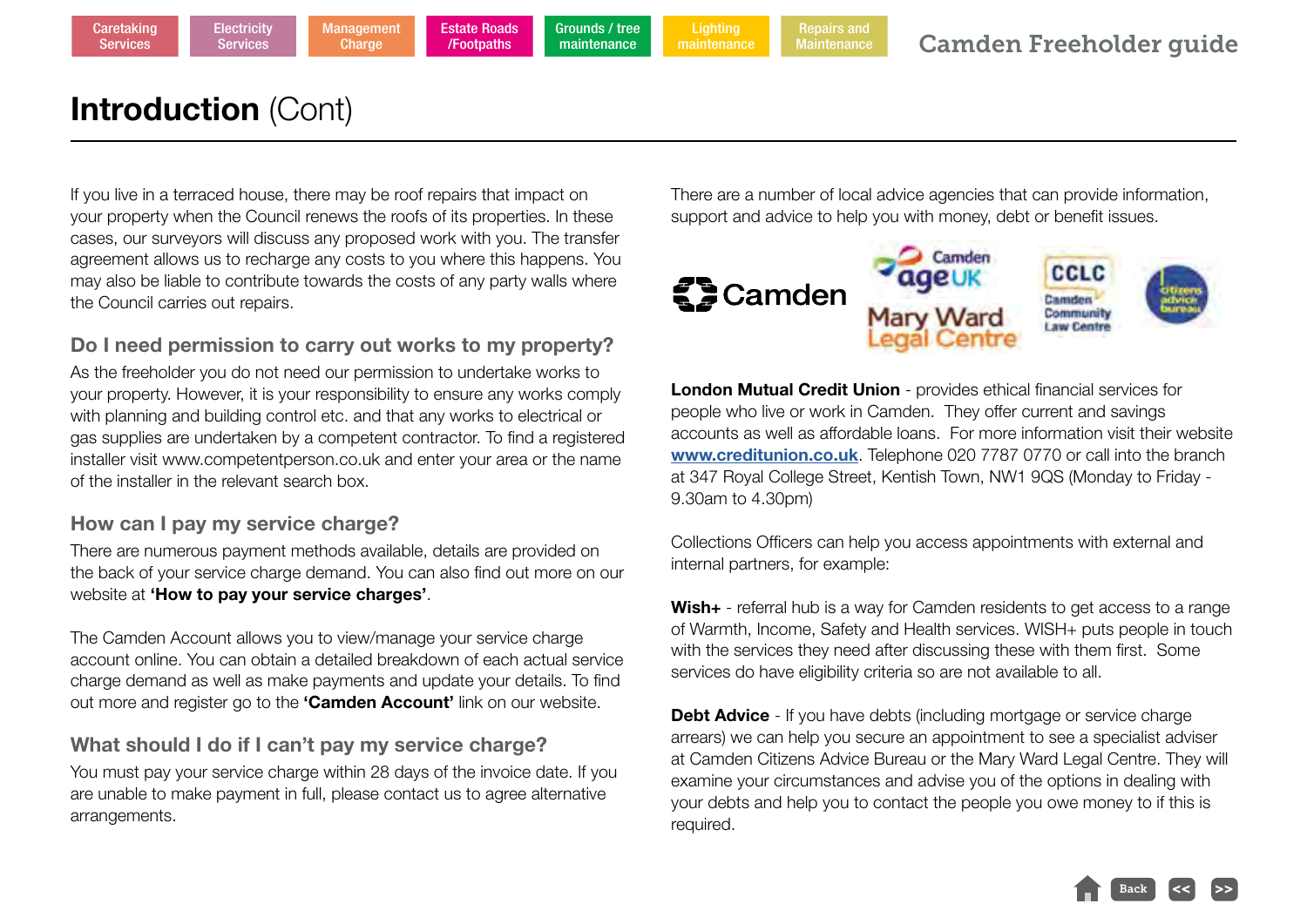# Introduction (Cont)

If you live in a terraced house, there may be roof repairs that impact on your property when the Council renews the roofs of its properties. In these cases, our surveyors will discuss any proposed work with you. The transfer agreement allows us to recharge any costs to you where this happens. You may also be liable to contribute towards the costs of any party walls where the Council carries out repairs.

## Do I need permission to carry out works to my property?

As the freeholder you do not need our permission to undertake works to your property. However, it is your responsibility to ensure any works comply with planning and building control etc. and that any works to electrical or gas supplies are undertaken by a competent contractor. To find a registered installer visit www.competentperson.co.uk and enter your area or the name of the installer in the relevant search box.

## How can I pay my service charge?

There are numerous payment methods available, details are provided on the back of your service charge demand. You can also find out more on our website at **'How to pay your service charges'**.

The Camden Account allows you to view/manage your service charge account online. You can obtain a detailed breakdown of each actual service charge demand as well as make payments and update your details. To find out more and register go to the **'Camden Account'** link on our website.

## What should I do if I can't pay my service charge?

You must pay your service charge within 28 days of the invoice date. If you are unable to make payment in full, please contact us to agree alternative arrangements.

There are a number of local advice agencies that can provide information, support and advice to help you with money, debt or benefit issues.

**London Mutual Credit Union** - provides ethical financial services for people who live or work in Camden. They offer current and savings accounts as well as affordable loans. For more information visit their website **www.creditunion.co.uk**. Telephone 020 7787 0770 or call into the branch at 347 Royal College Street, Kentish Town, NW1 9QS (Monday to Friday - 9.30am to 4.30pm)

Collections Officers can help you access appointments with external and internal partners, for example:

**Wish+** - referral hub is a way for Camden residents to get access to a range of Warmth, Income, Safety and Health services. WISH+ puts people in touch with the services they need after discussing these with them first. Some services do have eligibility criteria so are not available to all.

**Debt Advice** - If you have debts (including mortgage or service charge arrears) we can help you secure an appointment to see a specialist adviser at Camden Citizens Advice Bureau or the Mary Ward Legal Centre. They will examine your circumstances and advise you of the options in dealing with your debts and help you to contact the people you owe money to if this is required.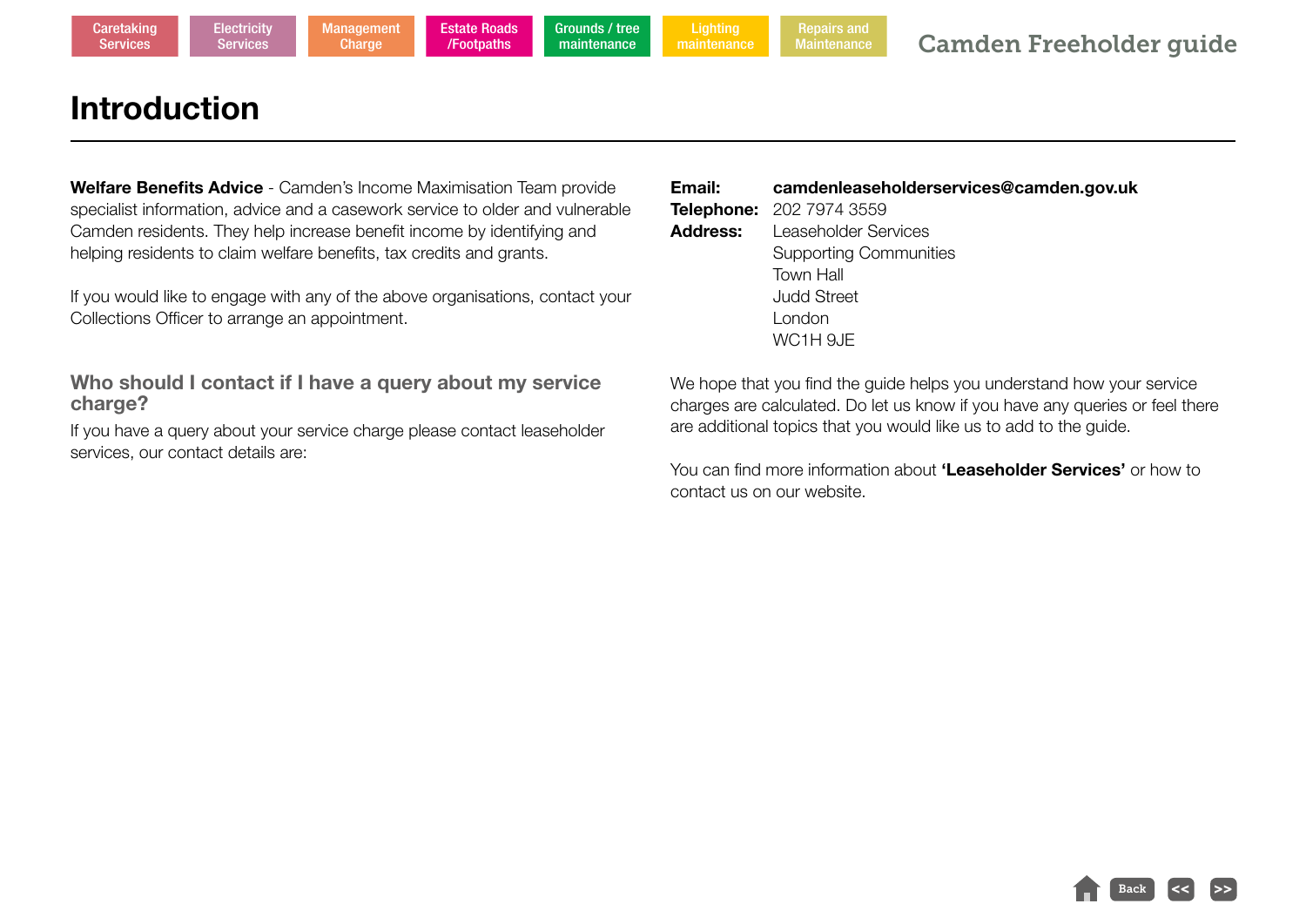# Introduction

**Welfare Benefits Advice** - Camden's Income Maximisation Team provide specialist information, advice and a casework service to older and vulnerable Camden residents. They help increase benefit income by identifying and helping residents to claim welfare benefits, tax credits and grants.

If you would like to engage with any of the above organisations, contact your Collections Officer to arrange an appointment.

## Who should I contact if I have a query about my service charge?

If you have a query about your service charge please contact leaseholder services, our contact details are:

**Email:** **camdenleaseholderservices@camden.gov.uk**
**Telephone:** 202 7974 3559
**Address:** Leaseholder Services
Supporting Communities
Town Hall
Judd Street
London
WC1H 9JE

We hope that you find the guide helps you understand how your service charges are calculated. Do let us know if you have any queries or feel there are additional topics that you would like us to add to the guide.

You can find more information about **'Leaseholder Services'** or how to contact us on our website.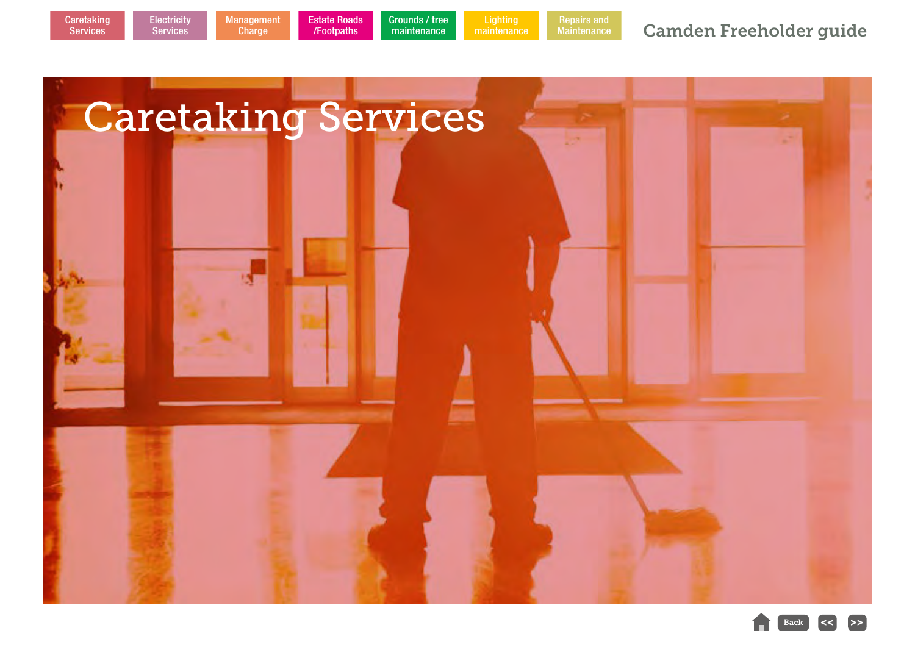# Caretaking Services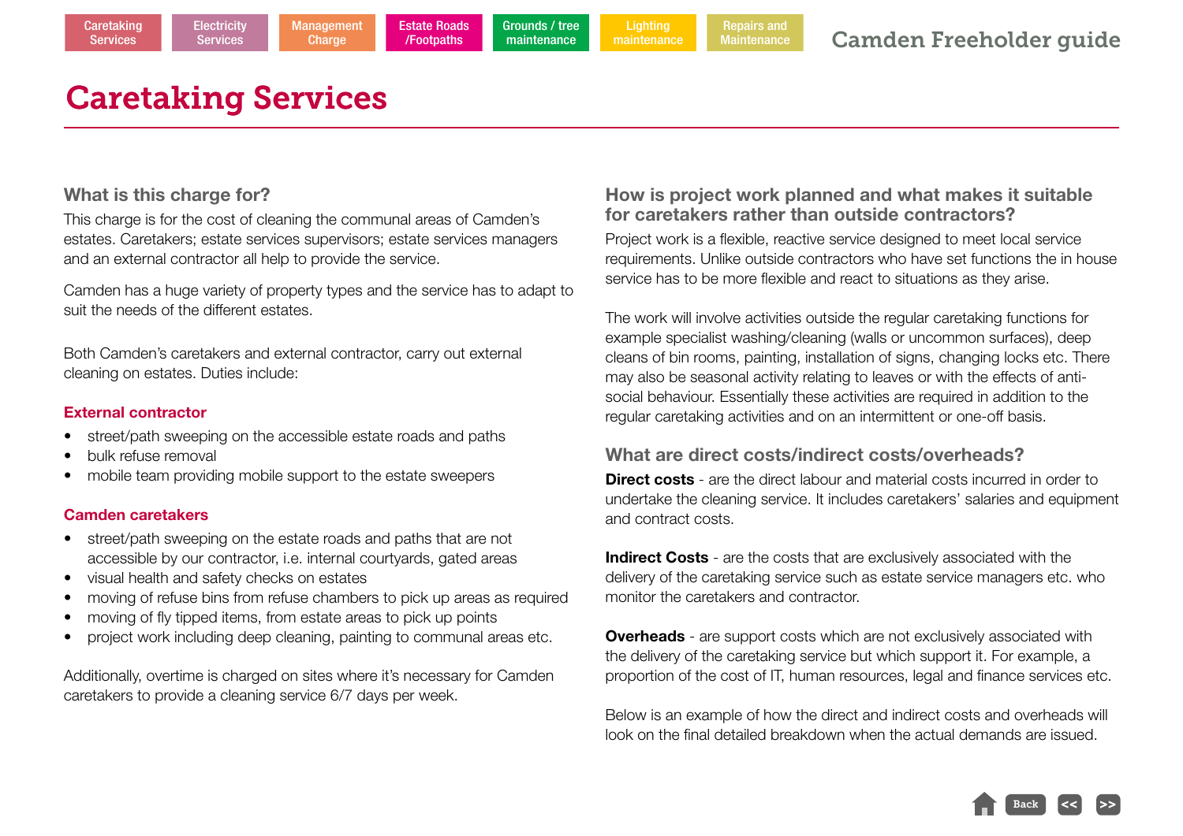# Caretaking Services

## What is this charge for?

This charge is for the cost of cleaning the communal areas of Camden's estates. Caretakers; estate services supervisors; estate services managers and an external contractor all help to provide the service.

Camden has a huge variety of property types and the service has to adapt to suit the needs of the different estates.

Both Camden's caretakers and external contractor, carry out external cleaning on estates. Duties include:

### External contractor

- street/path sweeping on the accessible estate roads and paths
- bulk refuse removal
- mobile team providing mobile support to the estate sweepers

### Camden caretakers

- street/path sweeping on the estate roads and paths that are not accessible by our contractor, i.e. internal courtyards, gated areas
- visual health and safety checks on estates
- moving of refuse bins from refuse chambers to pick up areas as required
- moving of fly tipped items, from estate areas to pick up points
- project work including deep cleaning, painting to communal areas etc.

Additionally, overtime is charged on sites where it's necessary for Camden caretakers to provide a cleaning service 6/7 days per week.

## How is project work planned and what makes it suitable for caretakers rather than outside contractors?

Project work is a flexible, reactive service designed to meet local service requirements. Unlike outside contractors who have set functions the in house service has to be more flexible and react to situations as they arise.

The work will involve activities outside the regular caretaking functions for example specialist washing/cleaning (walls or uncommon surfaces), deep cleans of bin rooms, painting, installation of signs, changing locks etc. There may also be seasonal activity relating to leaves or with the effects of anti-social behaviour. Essentially these activities are required in addition to the regular caretaking activities and on an intermittent or one-off basis.

## What are direct costs/indirect costs/overheads?

**Direct costs** - are the direct labour and material costs incurred in order to undertake the cleaning service. It includes caretakers' salaries and equipment and contract costs.

**Indirect Costs** - are the costs that are exclusively associated with the delivery of the caretaking service such as estate service managers etc. who monitor the caretakers and contractor.

**Overheads** - are support costs which are not exclusively associated with the delivery of the caretaking service but which support it. For example, a proportion of the cost of IT, human resources, legal and finance services etc.

Below is an example of how the direct and indirect costs and overheads will look on the final detailed breakdown when the actual demands are issued.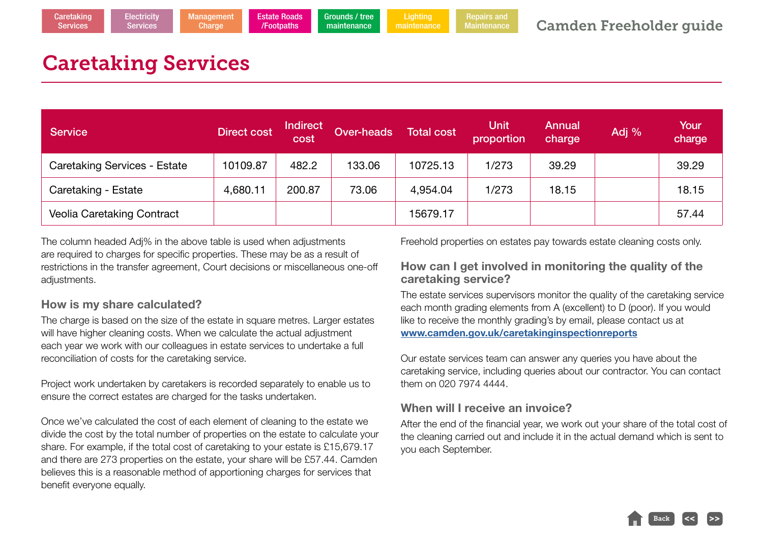# Caretaking Services

| Service | Direct cost | Indirect cost | Over-heads | Total cost | Unit proportion | Annual charge | Adj % | Your charge |
|---|---|---|---|---|---|---|---|---|
| Caretaking Services - Estate | 10109.87 | 482.2 | 133.06 | 10725.13 | 1/273 | 39.29 | | 39.29 |
| Caretaking - Estate | 4,680.11 | 200.87 | 73.06 | 4,954.04 | 1/273 | 18.15 | | 18.15 |
| Veolia Caretaking Contract | | | | 15679.17 | | | | 57.44 |

The column headed Adj% in the above table is used when adjustments are required to charges for specific properties. These may be as a result of restrictions in the transfer agreement, Court decisions or miscellaneous one-off adjustments.

### How is my share calculated?

The charge is based on the size of the estate in square metres. Larger estates will have higher cleaning costs. When we calculate the actual adjustment each year we work with our colleagues in estate services to undertake a full reconciliation of costs for the caretaking service.

Project work undertaken by caretakers is recorded separately to enable us to ensure the correct estates are charged for the tasks undertaken.

Once we've calculated the cost of each element of cleaning to the estate we divide the cost by the total number of properties on the estate to calculate your share. For example, if the total cost of caretaking to your estate is £15,679.17 and there are 273 properties on the estate, your share will be £57.44. Camden believes this is a reasonable method of apportioning charges for services that benefit everyone equally.

Freehold properties on estates pay towards estate cleaning costs only.

### How can I get involved in monitoring the quality of the caretaking service?

The estate services supervisors monitor the quality of the caretaking service each month grading elements from A (excellent) to D (poor). If you would like to receive the monthly grading's by email, please contact us at **www.camden.gov.uk/caretakinginspectionreports**

Our estate services team can answer any queries you have about the caretaking service, including queries about our contractor. You can contact them on 020 7974 4444.

### When will I receive an invoice?

After the end of the financial year, we work out your share of the total cost of the cleaning carried out and include it in the actual demand which is sent to you each September.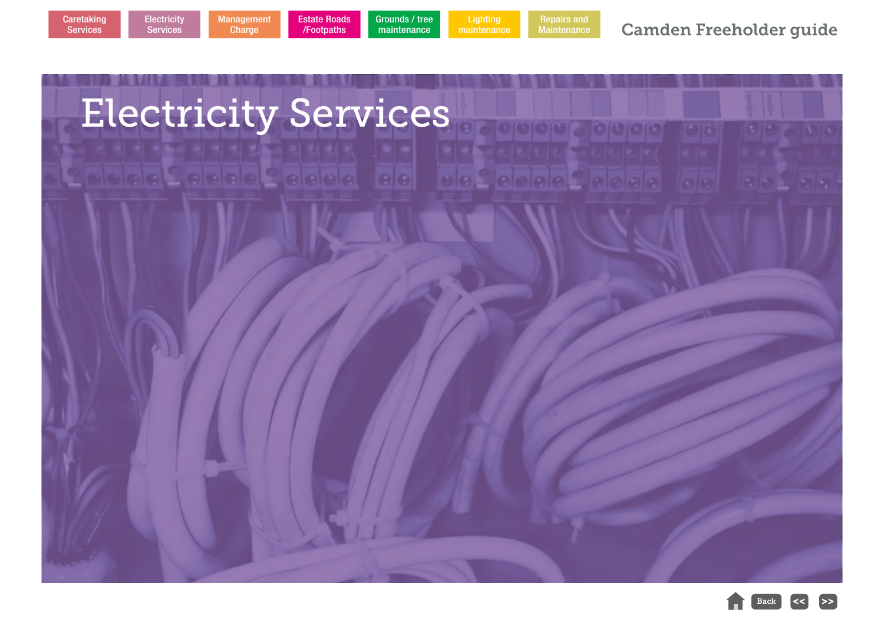# Electricity Services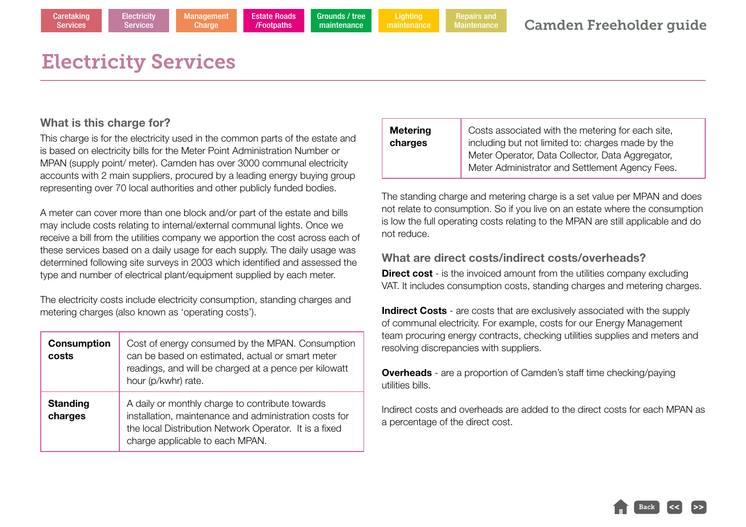# Electricity Services

## What is this charge for?

This charge is for the electricity used in the common parts of the estate and is based on electricity bills for the Meter Point Administration Number or MPAN (supply point/ meter). Camden has over 3000 communal electricity accounts with 2 main suppliers, procured by a leading energy buying group representing over 70 local authorities and other publicly funded bodies.

A meter can cover more than one block and/or part of the estate and bills may include costs relating to internal/external communal lights. Once we receive a bill from the utilities company we apportion the cost across each of these services based on a daily usage for each supply. The daily usage was determined following site surveys in 2003 which identified and assessed the type and number of electrical plant/equipment supplied by each meter.

The electricity costs include electricity consumption, standing charges and metering charges (also known as 'operating costs').

| | |
|---|---|
| **Consumption costs** | Cost of energy consumed by the MPAN. Consumption can be based on estimated, actual or smart meter readings, and will be charged at a pence per kilowatt hour (p/kwhr) rate. |
| **Standing charges** | A daily or monthly charge to contribute towards installation, maintenance and administration costs for the local Distribution Network Operator. It is a fixed charge applicable to each MPAN. |
| **Metering charges** | Costs associated with the metering for each site, including but not limited to: charges made by the Meter Operator, Data Collector, Data Aggregator, Meter Administrator and Settlement Agency Fees. |

The standing charge and metering charge is a set value per MPAN and does not relate to consumption. So if you live on an estate where the consumption is low the full operating costs relating to the MPAN are still applicable and do not reduce.

## What are direct costs/indirect costs/overheads?

**Direct cost** - is the invoiced amount from the utilities company excluding VAT. It includes consumption costs, standing charges and metering charges.

**Indirect Costs** - are costs that are exclusively associated with the supply of communal electricity. For example, costs for our Energy Management team procuring energy contracts, checking utilities supplies and meters and resolving discrepancies with suppliers.

**Overheads** - are a proportion of Camden's staff time checking/paying utilities bills.

Indirect costs and overheads are added to the direct costs for each MPAN as a percentage of the direct cost.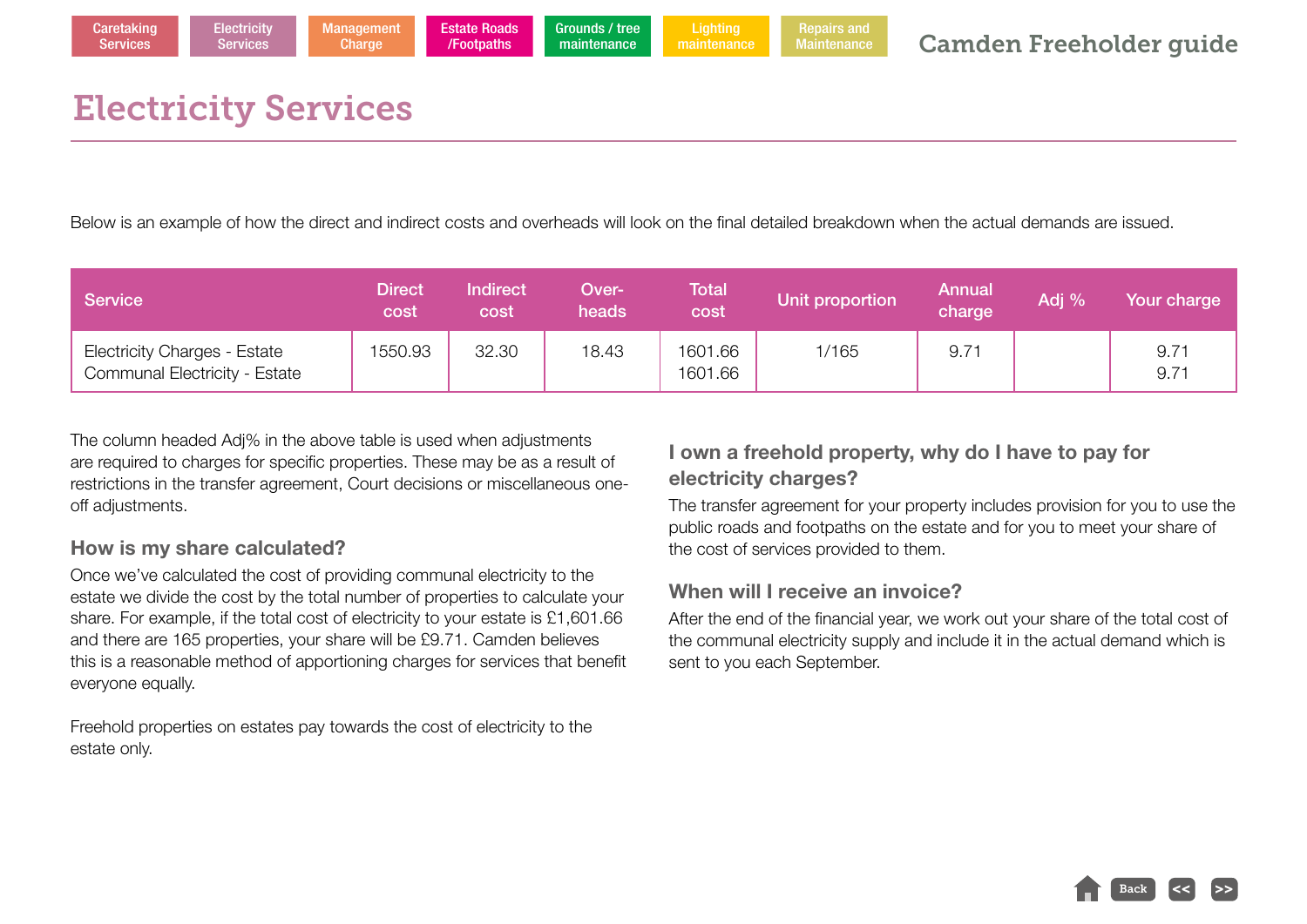# Electricity Services

Below is an example of how the direct and indirect costs and overheads will look on the final detailed breakdown when the actual demands are issued.

| Service | Direct cost | Indirect cost | Over-heads | Total cost | Unit proportion | Annual charge | Adj % | Your charge |
|---|---|---|---|---|---|---|---|---|
| Electricity Charges - Estate<br>Communal Electricity - Estate | 1550.93 | 32.30 | 18.43 | 1601.66<br>1601.66 | 1/165 | 9.71 | | 9.71<br>9.71 |

The column headed Adj% in the above table is used when adjustments are required to charges for specific properties. These may be as a result of restrictions in the transfer agreement, Court decisions or miscellaneous one-off adjustments.

### How is my share calculated?

Once we've calculated the cost of providing communal electricity to the estate we divide the cost by the total number of properties to calculate your share. For example, if the total cost of electricity to your estate is £1,601.66 and there are 165 properties, your share will be £9.71. Camden believes this is a reasonable method of apportioning charges for services that benefit everyone equally.

Freehold properties on estates pay towards the cost of electricity to the estate only.

### I own a freehold property, why do I have to pay for electricity charges?

The transfer agreement for your property includes provision for you to use the public roads and footpaths on the estate and for you to meet your share of the cost of services provided to them.

### When will I receive an invoice?

After the end of the financial year, we work out your share of the total cost of the communal electricity supply and include it in the actual demand which is sent to you each September.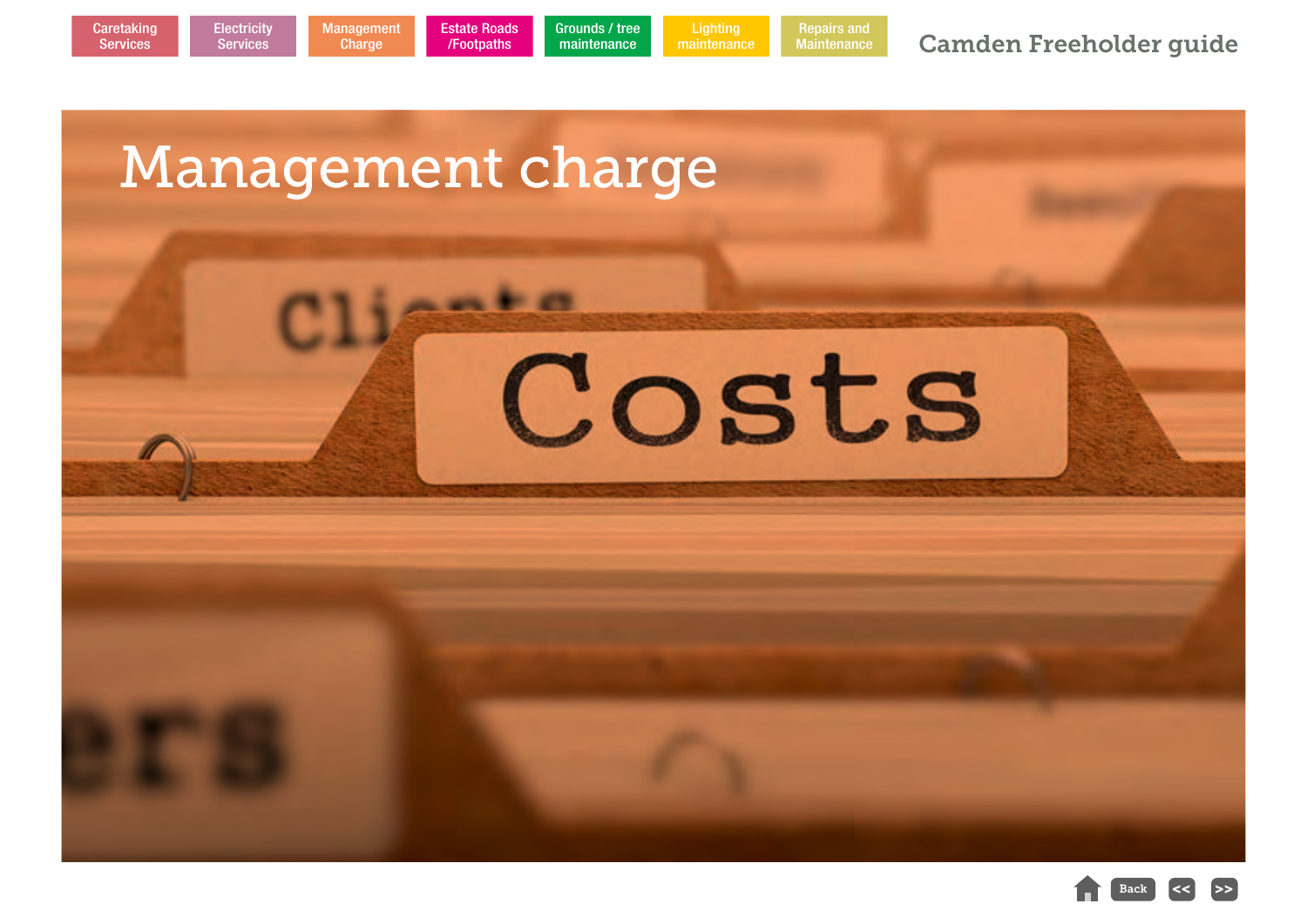# Management charge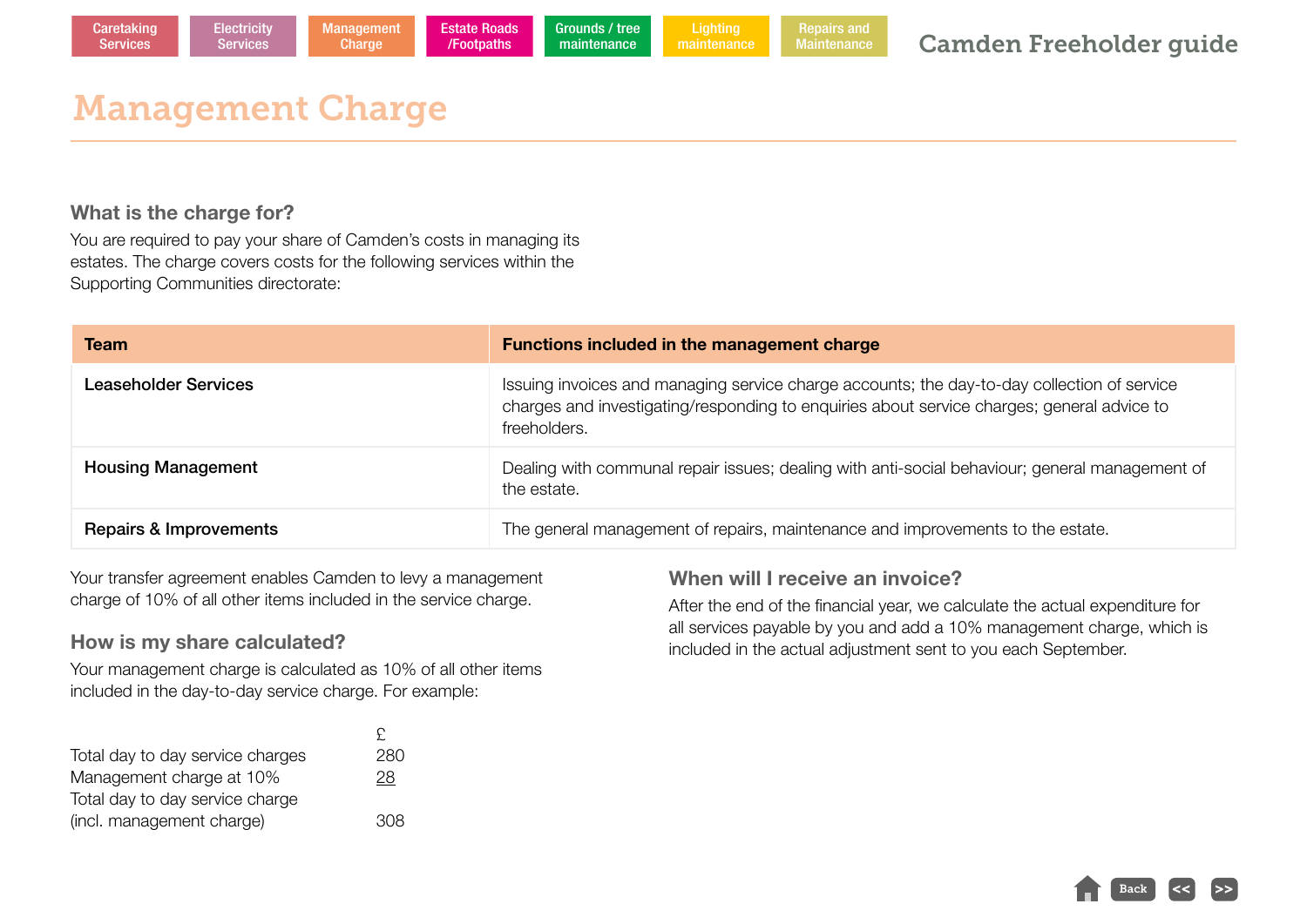# Management Charge

## What is the charge for?

You are required to pay your share of Camden's costs in managing its estates. The charge covers costs for the following services within the Supporting Communities directorate:

| Team | Functions included in the management charge |
| --- | --- |
| **Leaseholder Services** | Issuing invoices and managing service charge accounts; the day-to-day collection of service charges and investigating/responding to enquiries about service charges; general advice to freeholders. |
| **Housing Management** | Dealing with communal repair issues; dealing with anti-social behaviour; general management of the estate. |
| **Repairs & Improvements** | The general management of repairs, maintenance and improvements to the estate. |

Your transfer agreement enables Camden to levy a management charge of 10% of all other items included in the service charge.

## How is my share calculated?

Your management charge is calculated as 10% of all other items included in the day-to-day service charge. For example:

| | £ |
| --- | --- |
| Total day to day service charges | 280 |
| Management charge at 10% | 28 |
| Total day to day service charge (incl. management charge) | 308 |

## When will I receive an invoice?

After the end of the financial year, we calculate the actual expenditure for all services payable by you and add a 10% management charge, which is included in the actual adjustment sent to you each September.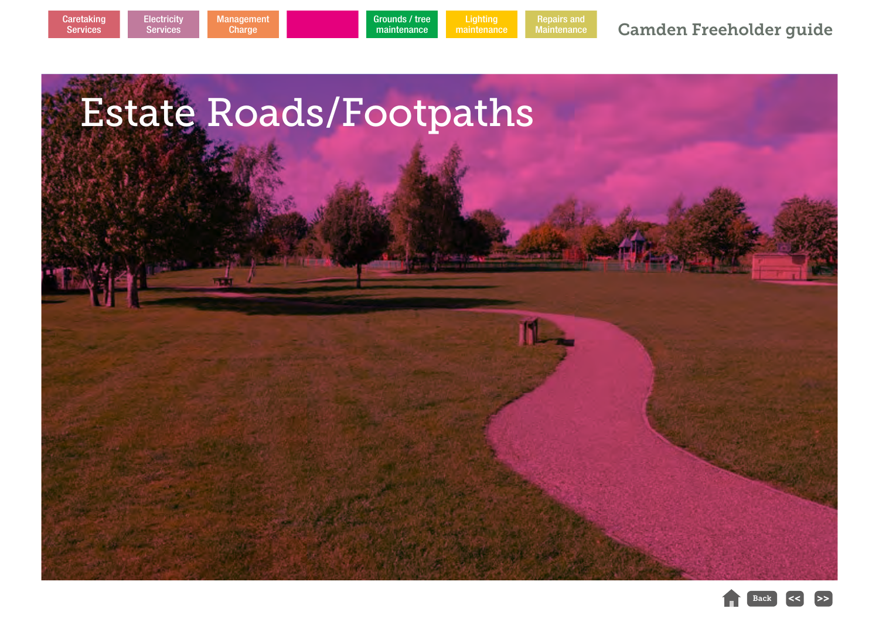# Estate Roads/Footpaths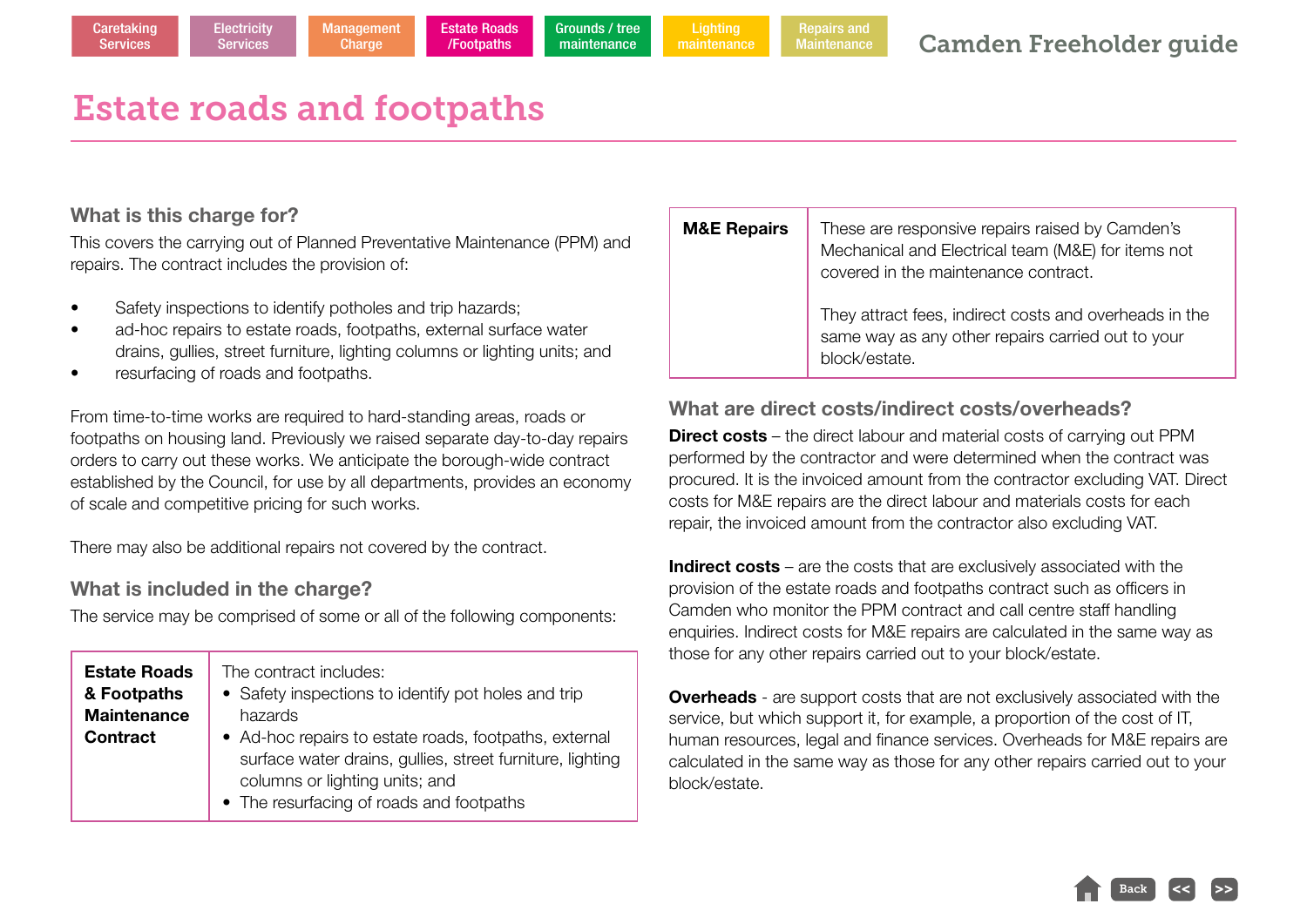# Estate roads and footpaths

### What is this charge for?

This covers the carrying out of Planned Preventative Maintenance (PPM) and repairs. The contract includes the provision of:

- Safety inspections to identify potholes and trip hazards;
- ad-hoc repairs to estate roads, footpaths, external surface water drains, gullies, street furniture, lighting columns or lighting units; and
- resurfacing of roads and footpaths.

From time-to-time works are required to hard-standing areas, roads or footpaths on housing land. Previously we raised separate day-to-day repairs orders to carry out these works. We anticipate the borough-wide contract established by the Council, for use by all departments, provides an economy of scale and competitive pricing for such works.

There may also be additional repairs not covered by the contract.

### What is included in the charge?

The service may be comprised of some or all of the following components:

| | |
|---|---|
| **Estate Roads & Footpaths Maintenance Contract** | The contract includes:<br>• Safety inspections to identify pot holes and trip hazards<br>• Ad-hoc repairs to estate roads, footpaths, external surface water drains, gullies, street furniture, lighting columns or lighting units; and<br>• The resurfacing of roads and footpaths |
| **M&E Repairs** | These are responsive repairs raised by Camden's Mechanical and Electrical team (M&E) for items not covered in the maintenance contract.<br><br>They attract fees, indirect costs and overheads in the same way as any other repairs carried out to your block/estate. |

### What are direct costs/indirect costs/overheads?

**Direct costs** – the direct labour and material costs of carrying out PPM performed by the contractor and were determined when the contract was procured. It is the invoiced amount from the contractor excluding VAT. Direct costs for M&E repairs are the direct labour and materials costs for each repair, the invoiced amount from the contractor also excluding VAT.

**Indirect costs** – are the costs that are exclusively associated with the provision of the estate roads and footpaths contract such as officers in Camden who monitor the PPM contract and call centre staff handling enquiries. Indirect costs for M&E repairs are calculated in the same way as those for any other repairs carried out to your block/estate.

**Overheads** - are support costs that are not exclusively associated with the service, but which support it, for example, a proportion of the cost of IT, human resources, legal and finance services. Overheads for M&E repairs are calculated in the same way as those for any other repairs carried out to your block/estate.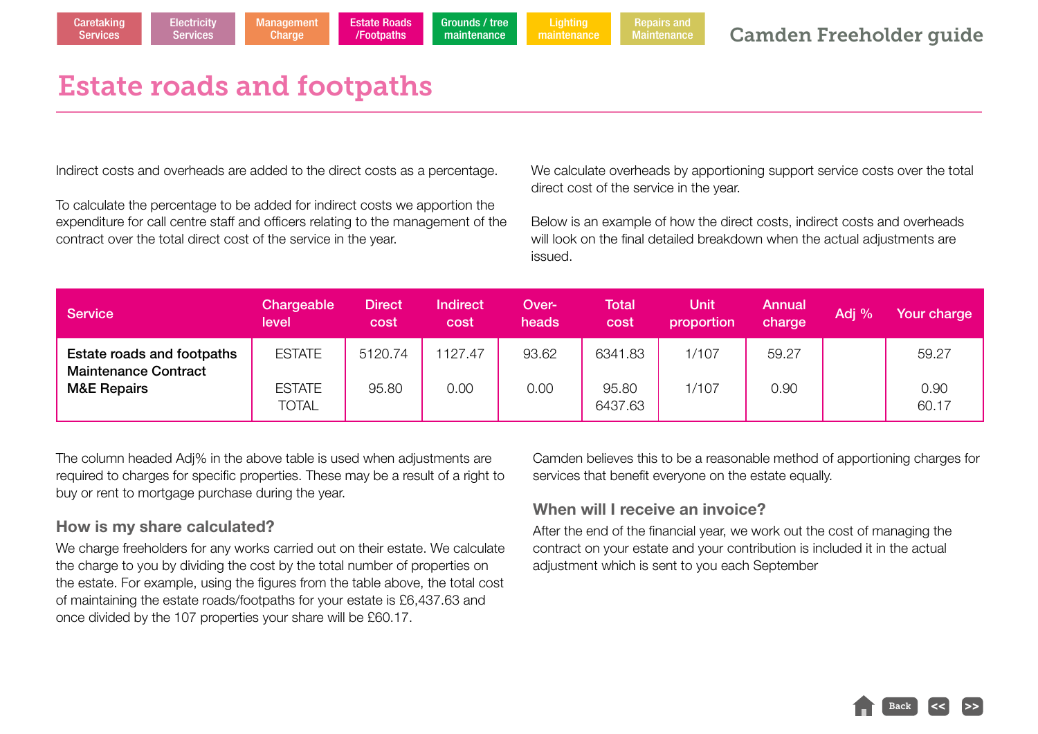# Estate roads and footpaths

Indirect costs and overheads are added to the direct costs as a percentage.

To calculate the percentage to be added for indirect costs we apportion the expenditure for call centre staff and officers relating to the management of the contract over the total direct cost of the service in the year.

We calculate overheads by apportioning support service costs over the total direct cost of the service in the year.

Below is an example of how the direct costs, indirect costs and overheads will look on the final detailed breakdown when the actual adjustments are issued.

| Service | Chargeable level | Direct cost | Indirect cost | Over-heads | Total cost | Unit proportion | Annual charge | Adj % | Your charge |
|---|---|---|---|---|---|---|---|---|---|
| **Estate roads and footpaths Maintenance Contract** | ESTATE | 5120.74 | 1127.47 | 93.62 | 6341.83 | 1/107 | 59.27 | | 59.27 |
| **M&E Repairs** | ESTATE | 95.80 | 0.00 | 0.00 | 95.80 | 1/107 | 0.90 | | 0.90 |
| | TOTAL | | | | 6437.63 | | | | 60.17 |

The column headed Adj% in the above table is used when adjustments are required to charges for specific properties. These may be a result of a right to buy or rent to mortgage purchase during the year.

### How is my share calculated?

We charge freeholders for any works carried out on their estate. We calculate the charge to you by dividing the cost by the total number of properties on the estate. For example, using the figures from the table above, the total cost of maintaining the estate roads/footpaths for your estate is £6,437.63 and once divided by the 107 properties your share will be £60.17.

Camden believes this to be a reasonable method of apportioning charges for services that benefit everyone on the estate equally.

### When will I receive an invoice?

After the end of the financial year, we work out the cost of managing the contract on your estate and your contribution is included it in the actual adjustment which is sent to you each September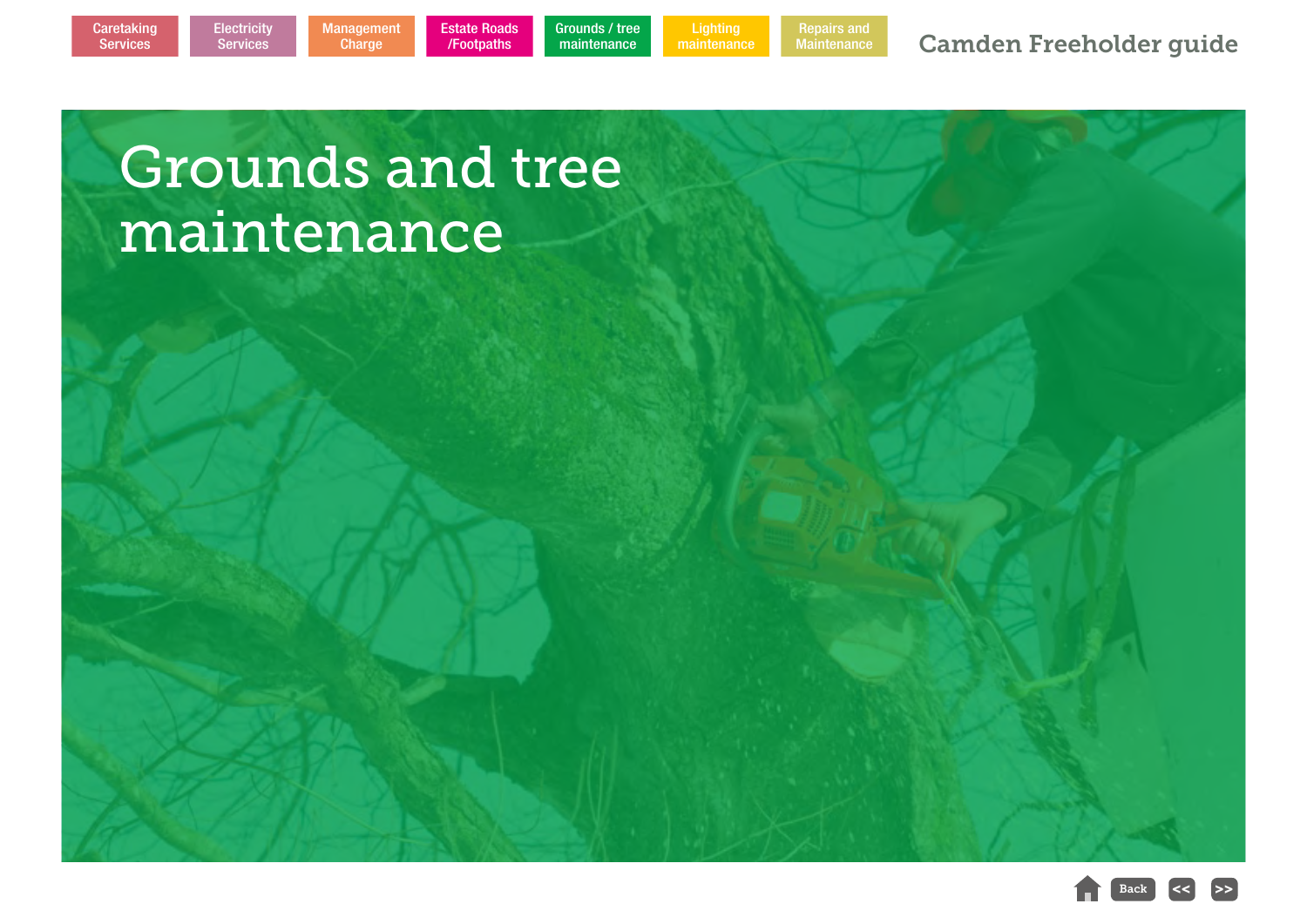# Grounds and tree maintenance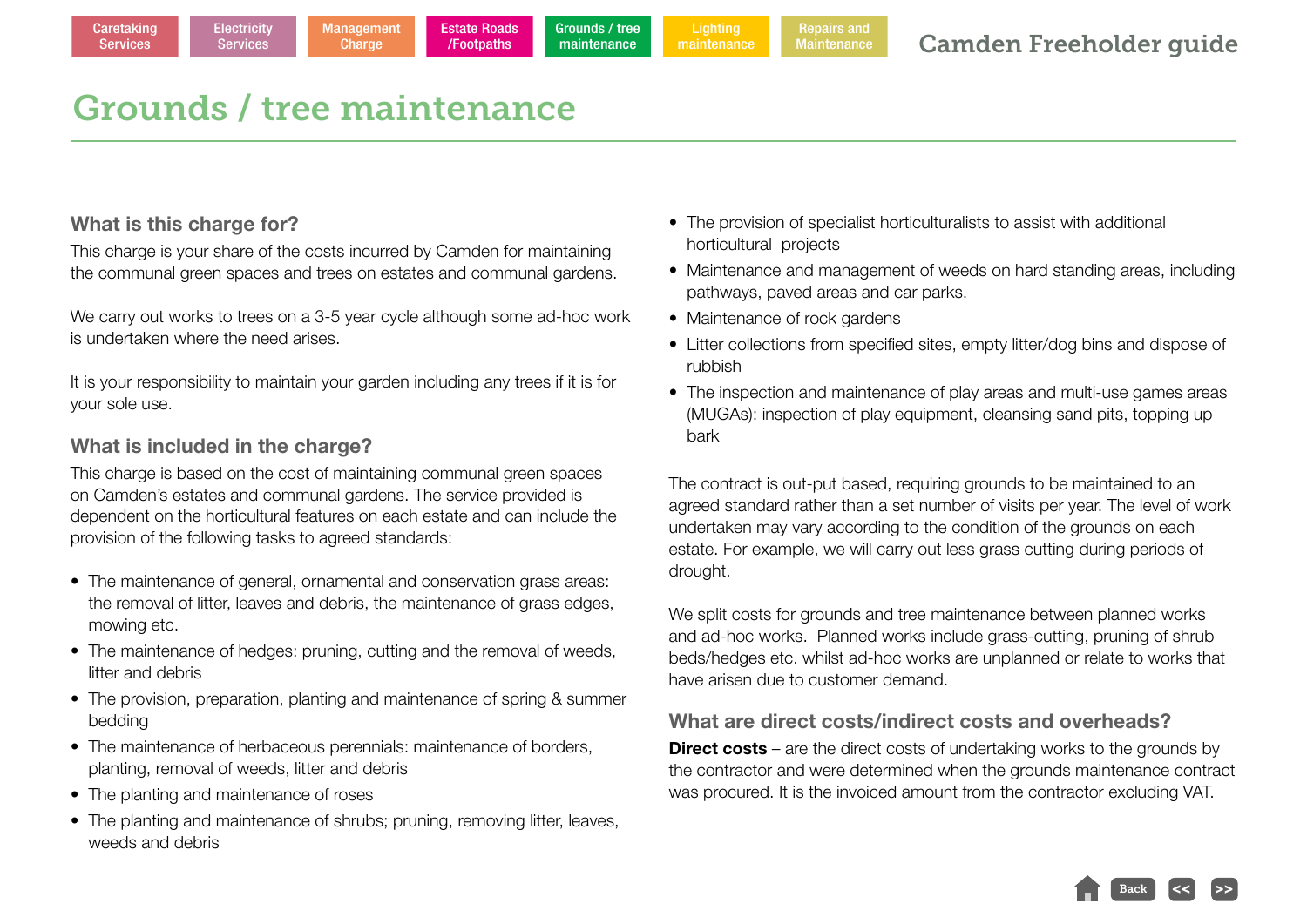# Grounds / tree maintenance

### What is this charge for?

This charge is your share of the costs incurred by Camden for maintaining the communal green spaces and trees on estates and communal gardens.

We carry out works to trees on a 3-5 year cycle although some ad-hoc work is undertaken where the need arises.

It is your responsibility to maintain your garden including any trees if it is for your sole use.

### What is included in the charge?

This charge is based on the cost of maintaining communal green spaces on Camden's estates and communal gardens. The service provided is dependent on the horticultural features on each estate and can include the provision of the following tasks to agreed standards:

- The maintenance of general, ornamental and conservation grass areas: the removal of litter, leaves and debris, the maintenance of grass edges, mowing etc.
- The maintenance of hedges: pruning, cutting and the removal of weeds, litter and debris
- The provision, preparation, planting and maintenance of spring & summer bedding
- The maintenance of herbaceous perennials: maintenance of borders, planting, removal of weeds, litter and debris
- The planting and maintenance of roses
- The planting and maintenance of shrubs; pruning, removing litter, leaves, weeds and debris
- The provision of specialist horticulturalists to assist with additional horticultural projects
- Maintenance and management of weeds on hard standing areas, including pathways, paved areas and car parks.
- Maintenance of rock gardens
- Litter collections from specified sites, empty litter/dog bins and dispose of rubbish
- The inspection and maintenance of play areas and multi-use games areas (MUGAs): inspection of play equipment, cleansing sand pits, topping up bark

The contract is out-put based, requiring grounds to be maintained to an agreed standard rather than a set number of visits per year. The level of work undertaken may vary according to the condition of the grounds on each estate. For example, we will carry out less grass cutting during periods of drought.

We split costs for grounds and tree maintenance between planned works and ad-hoc works. Planned works include grass-cutting, pruning of shrub beds/hedges etc. whilst ad-hoc works are unplanned or relate to works that have arisen due to customer demand.

### What are direct costs/indirect costs and overheads?

**Direct costs** – are the direct costs of undertaking works to the grounds by the contractor and were determined when the grounds maintenance contract was procured. It is the invoiced amount from the contractor excluding VAT.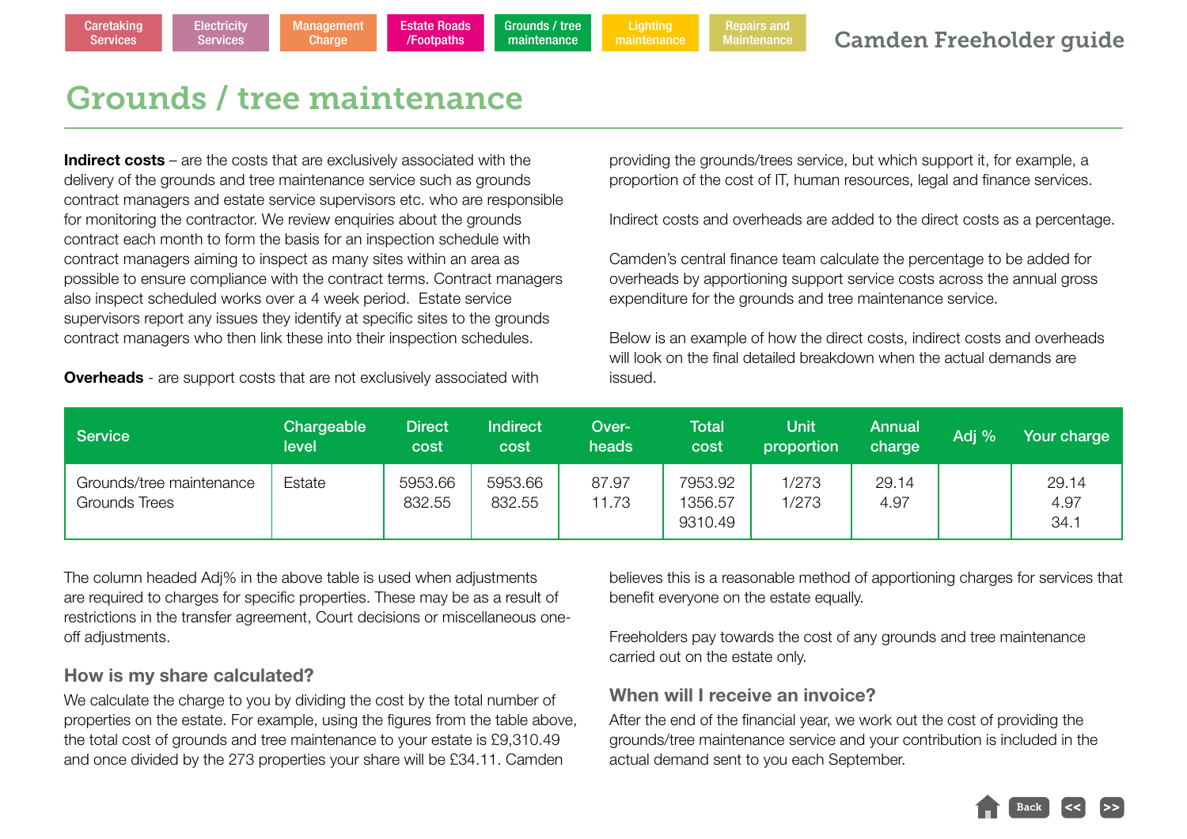# Grounds / tree maintenance

**Indirect costs** – are the costs that are exclusively associated with the delivery of the grounds and tree maintenance service such as grounds contract managers and estate service supervisors etc. who are responsible for monitoring the contractor. We review enquiries about the grounds contract each month to form the basis for an inspection schedule with contract managers aiming to inspect as many sites within an area as possible to ensure compliance with the contract terms. Contract managers also inspect scheduled works over a 4 week period. Estate service supervisors report any issues they identify at specific sites to the grounds contract managers who then link these into their inspection schedules.

**Overheads** - are support costs that are not exclusively associated with providing the grounds/trees service, but which support it, for example, a proportion of the cost of IT, human resources, legal and finance services.

Indirect costs and overheads are added to the direct costs as a percentage.

Camden's central finance team calculate the percentage to be added for overheads by apportioning support service costs across the annual gross expenditure for the grounds and tree maintenance service.

Below is an example of how the direct costs, indirect costs and overheads will look on the final detailed breakdown when the actual demands are issued.

| Service | Chargeable level | Direct cost | Indirect cost | Over-heads | Total cost | Unit proportion | Annual charge | Adj % | Your charge |
|---|---|---|---|---|---|---|---|---|---|
| Grounds/tree maintenance<br>Grounds Trees | Estate | 5953.66<br>832.55 | 5953.66<br>832.55 | 87.97<br>11.73 | 7953.92<br>1356.57<br>9310.49 | 1/273<br>1/273 | 29.14<br>4.97 | | 29.14<br>4.97<br>34.1 |

The column headed Adj% in the above table is used when adjustments are required to charges for specific properties. These may be as a result of restrictions in the transfer agreement, Court decisions or miscellaneous one-off adjustments.

### How is my share calculated?

We calculate the charge to you by dividing the cost by the total number of properties on the estate. For example, using the figures from the table above, the total cost of grounds and tree maintenance to your estate is £9,310.49 and once divided by the 273 properties your share will be £34.11. Camden believes this is a reasonable method of apportioning charges for services that benefit everyone on the estate equally.

Freeholders pay towards the cost of any grounds and tree maintenance carried out on the estate only.

### When will I receive an invoice?

After the end of the financial year, we work out the cost of providing the grounds/tree maintenance service and your contribution is included in the actual demand sent to you each September.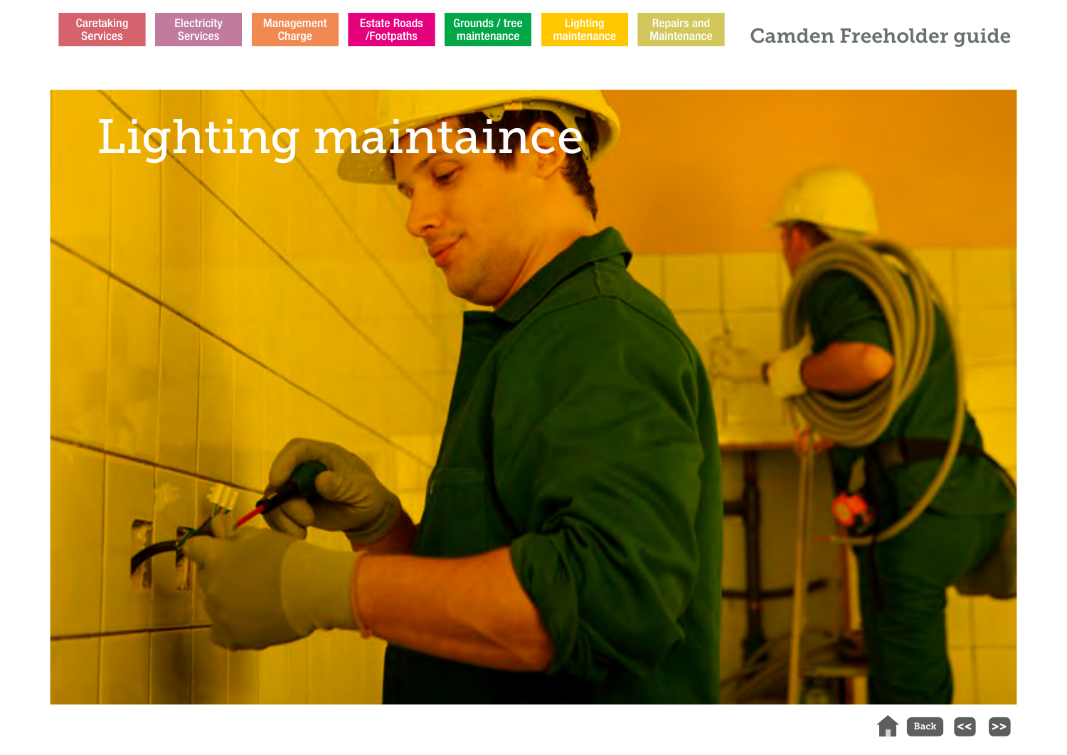Caretaking Services | Electricity Services | Management Charge | Estate Roads /Footpaths | Grounds / tree maintenance | Lighting maintenance | Repairs and Maintenance

Camden Freeholder guide

# Lighting maintaince

Back << >>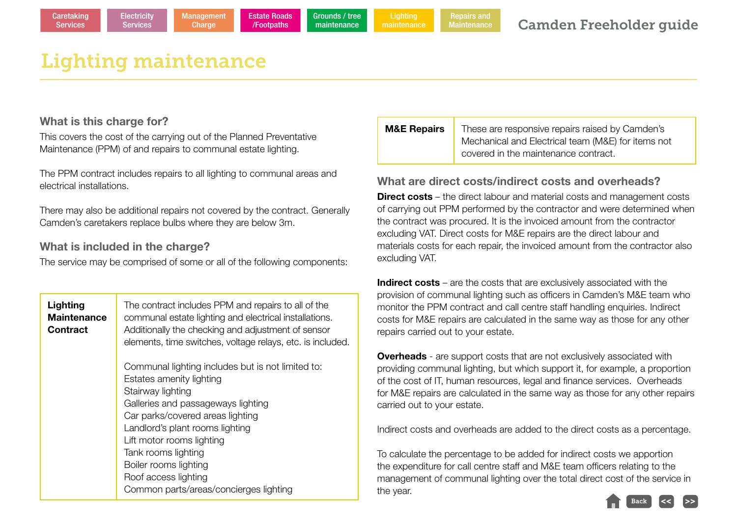# Lighting maintenance

## What is this charge for?

This covers the cost of the carrying out of the Planned Preventative Maintenance (PPM) of and repairs to communal estate lighting.

The PPM contract includes repairs to all lighting to communal areas and electrical installations.

There may also be additional repairs not covered by the contract. Generally Camden's caretakers replace bulbs where they are below 3m.

## What is included in the charge?

The service may be comprised of some or all of the following components:

| | |
|---|---|
| **Lighting Maintenance Contract** | The contract includes PPM and repairs to all of the communal estate lighting and electrical installations. Additionally the checking and adjustment of sensor elements, time switches, voltage relays, etc. is included.<br><br>Communal lighting includes but is not limited to:<br>Estates amenity lighting<br>Stairway lighting<br>Galleries and passageways lighting<br>Car parks/covered areas lighting<br>Landlord's plant rooms lighting<br>Lift motor rooms lighting<br>Tank rooms lighting<br>Boiler rooms lighting<br>Roof access lighting<br>Common parts/areas/concierges lighting |
| **M&E Repairs** | These are responsive repairs raised by Camden's Mechanical and Electrical team (M&E) for items not covered in the maintenance contract. |

## What are direct costs/indirect costs and overheads?

**Direct costs** – the direct labour and material costs and management costs of carrying out PPM performed by the contractor and were determined when the contract was procured. It is the invoiced amount from the contractor excluding VAT. Direct costs for M&E repairs are the direct labour and materials costs for each repair, the invoiced amount from the contractor also excluding VAT.

**Indirect costs** – are the costs that are exclusively associated with the provision of communal lighting such as officers in Camden's M&E team who monitor the PPM contract and call centre staff handling enquiries. Indirect costs for M&E repairs are calculated in the same way as those for any other repairs carried out to your estate.

**Overheads** - are support costs that are not exclusively associated with providing communal lighting, but which support it, for example, a proportion of the cost of IT, human resources, legal and finance services. Overheads for M&E repairs are calculated in the same way as those for any other repairs carried out to your estate.

Indirect costs and overheads are added to the direct costs as a percentage.

To calculate the percentage to be added for indirect costs we apportion the expenditure for call centre staff and M&E team officers relating to the management of communal lighting over the total direct cost of the service in the year.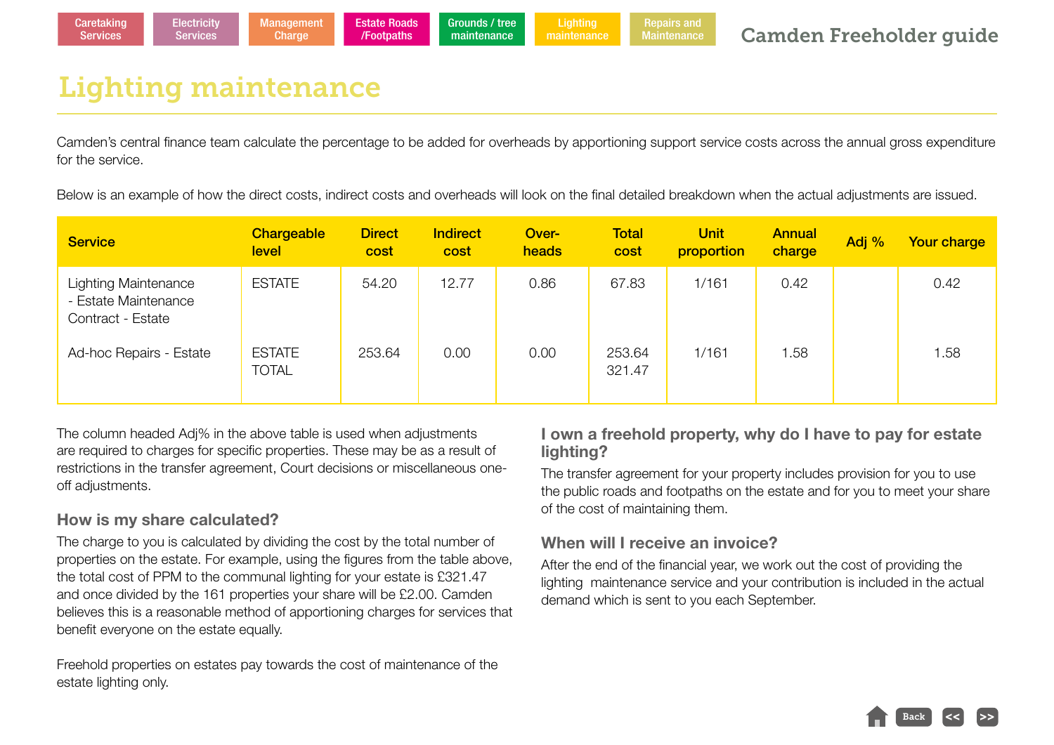Caretaking Services | Electricity Services | Management Charge | Estate Roads /Footpaths | Grounds / tree maintenance | Lighting maintenance | Repairs and Maintenance

# Lighting maintenance

Camden's central finance team calculate the percentage to be added for overheads by apportioning support service costs across the annual gross expenditure for the service.

Below is an example of how the direct costs, indirect costs and overheads will look on the final detailed breakdown when the actual adjustments are issued.

| Service | Chargeable level | Direct cost | Indirect cost | Over-heads | Total cost | Unit proportion | Annual charge | Adj % | Your charge |
|---|---|---|---|---|---|---|---|---|---|
| Lighting Maintenance - Estate Maintenance Contract - Estate | ESTATE | 54.20 | 12.77 | 0.86 | 67.83 | 1/161 | 0.42 | | 0.42 |
| Ad-hoc Repairs - Estate | ESTATE | 253.64 | 0.00 | 0.00 | 253.64 | 1/161 | 1.58 | | 1.58 |
| | TOTAL | | | | 321.47 | | | | |

The column headed Adj% in the above table is used when adjustments are required to charges for specific properties. These may be as a result of restrictions in the transfer agreement, Court decisions or miscellaneous one-off adjustments.

### How is my share calculated?

The charge to you is calculated by dividing the cost by the total number of properties on the estate. For example, using the figures from the table above, the total cost of PPM to the communal lighting for your estate is £321.47 and once divided by the 161 properties your share will be £2.00. Camden believes this is a reasonable method of apportioning charges for services that benefit everyone on the estate equally.

Freehold properties on estates pay towards the cost of maintenance of the estate lighting only.

### I own a freehold property, why do I have to pay for estate lighting?

The transfer agreement for your property includes provision for you to use the public roads and footpaths on the estate and for you to meet your share of the cost of maintaining them.

### When will I receive an invoice?

After the end of the financial year, we work out the cost of providing the lighting maintenance service and your contribution is included in the actual demand which is sent to you each September.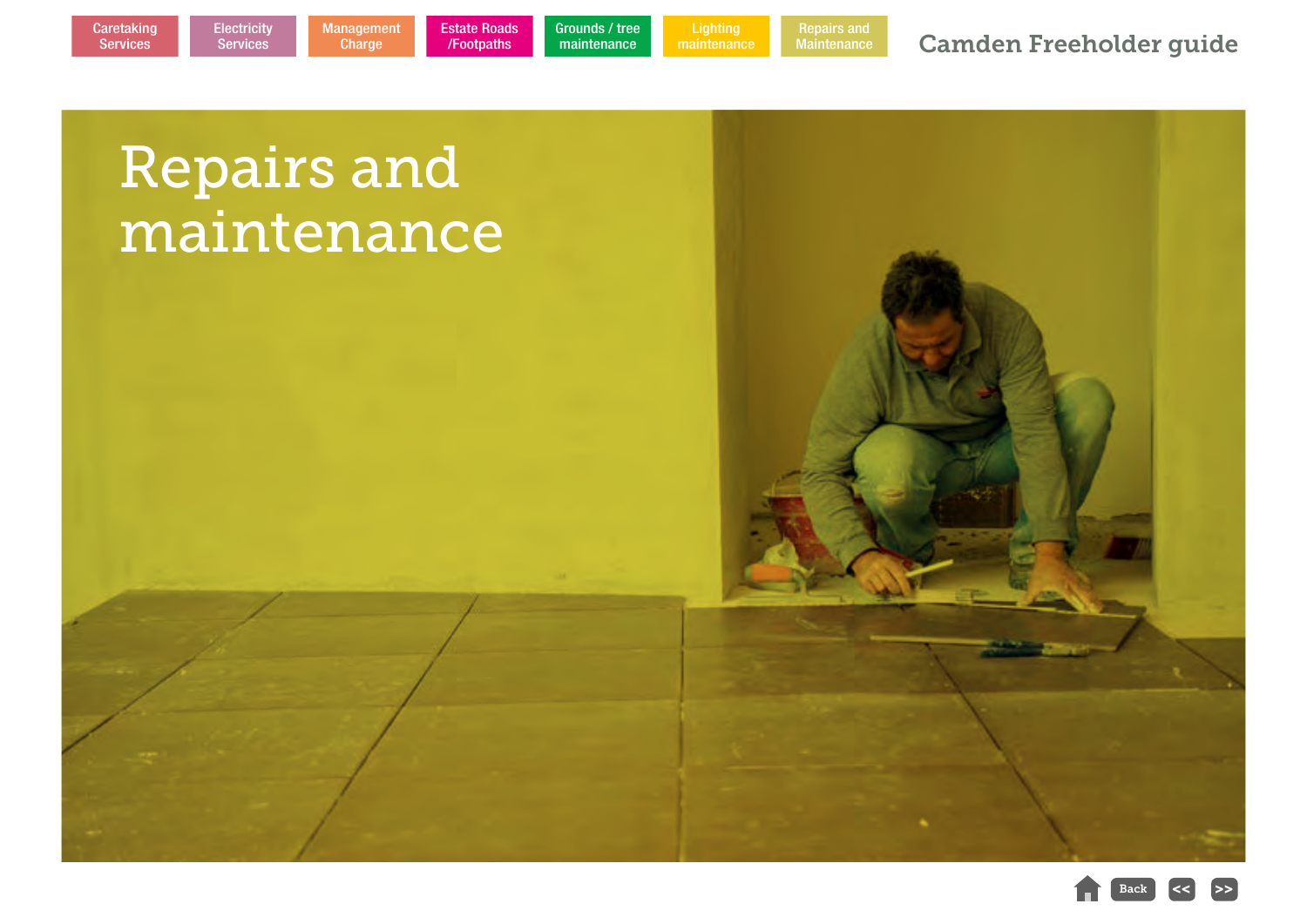# Repairs and maintenance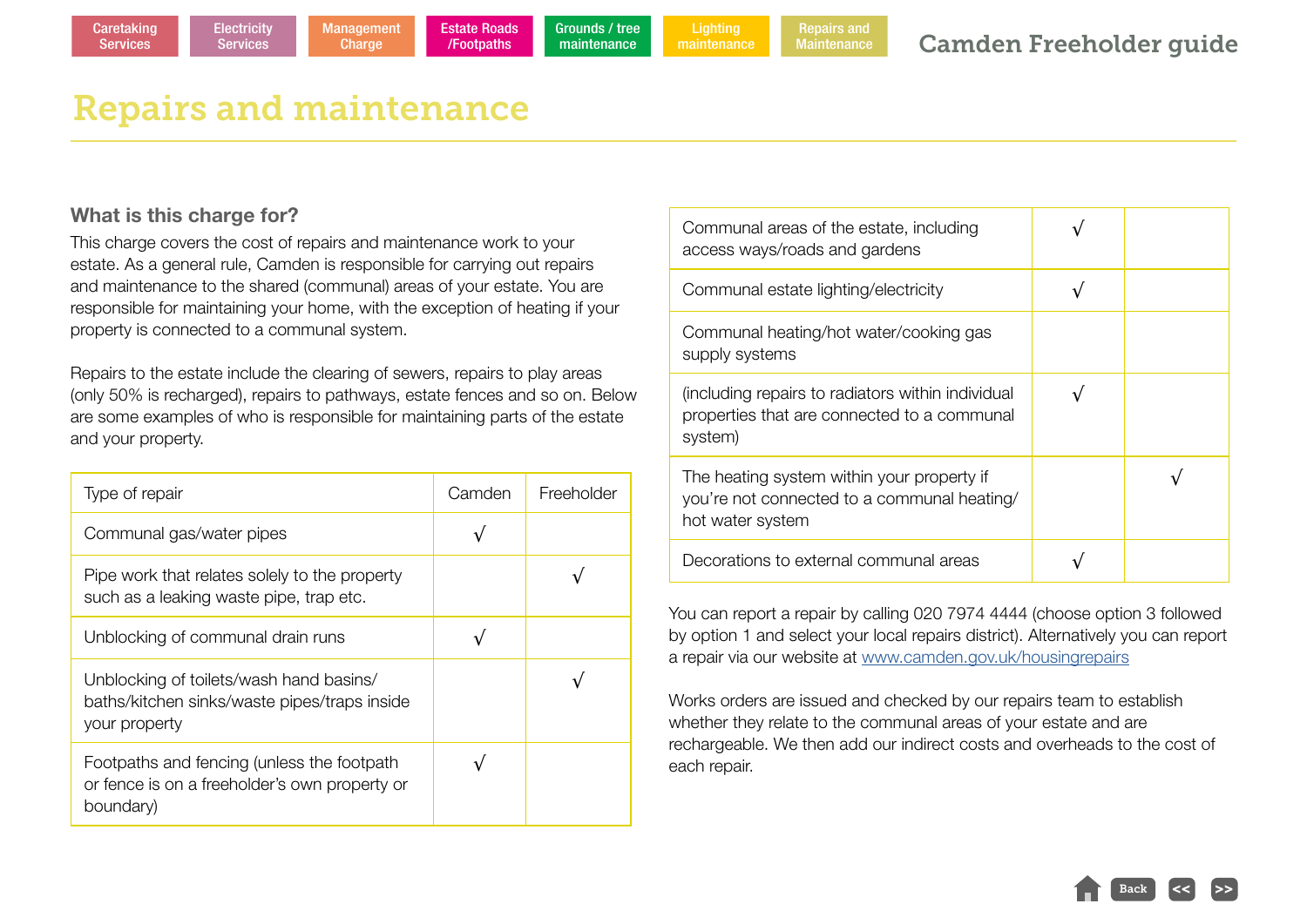# Repairs and maintenance

### What is this charge for?

This charge covers the cost of repairs and maintenance work to your estate. As a general rule, Camden is responsible for carrying out repairs and maintenance to the shared (communal) areas of your estate. You are responsible for maintaining your home, with the exception of heating if your property is connected to a communal system.

Repairs to the estate include the clearing of sewers, repairs to play areas (only 50% is recharged), repairs to pathways, estate fences and so on. Below are some examples of who is responsible for maintaining parts of the estate and your property.

| Type of repair | Camden | Freeholder |
|---|---|---|
| Communal gas/water pipes | √ | |
| Pipe work that relates solely to the property such as a leaking waste pipe, trap etc. | | √ |
| Unblocking of communal drain runs | √ | |
| Unblocking of toilets/wash hand basins/baths/kitchen sinks/waste pipes/traps inside your property | | √ |
| Footpaths and fencing (unless the footpath or fence is on a freeholder's own property or boundary) | √ | |
| Communal areas of the estate, including access ways/roads and gardens | √ | |
| Communal estate lighting/electricity | √ | |
| Communal heating/hot water/cooking gas supply systems | | |
| (including repairs to radiators within individual properties that are connected to a communal system) | √ | |
| The heating system within your property if you're not connected to a communal heating/hot water system | | √ |
| Decorations to external communal areas | √ | |

You can report a repair by calling 020 7974 4444 (choose option 3 followed by option 1 and select your local repairs district). Alternatively you can report a repair via our website at www.camden.gov.uk/housingrepairs

Works orders are issued and checked by our repairs team to establish whether they relate to the communal areas of your estate and are rechargeable. We then add our indirect costs and overheads to the cost of each repair.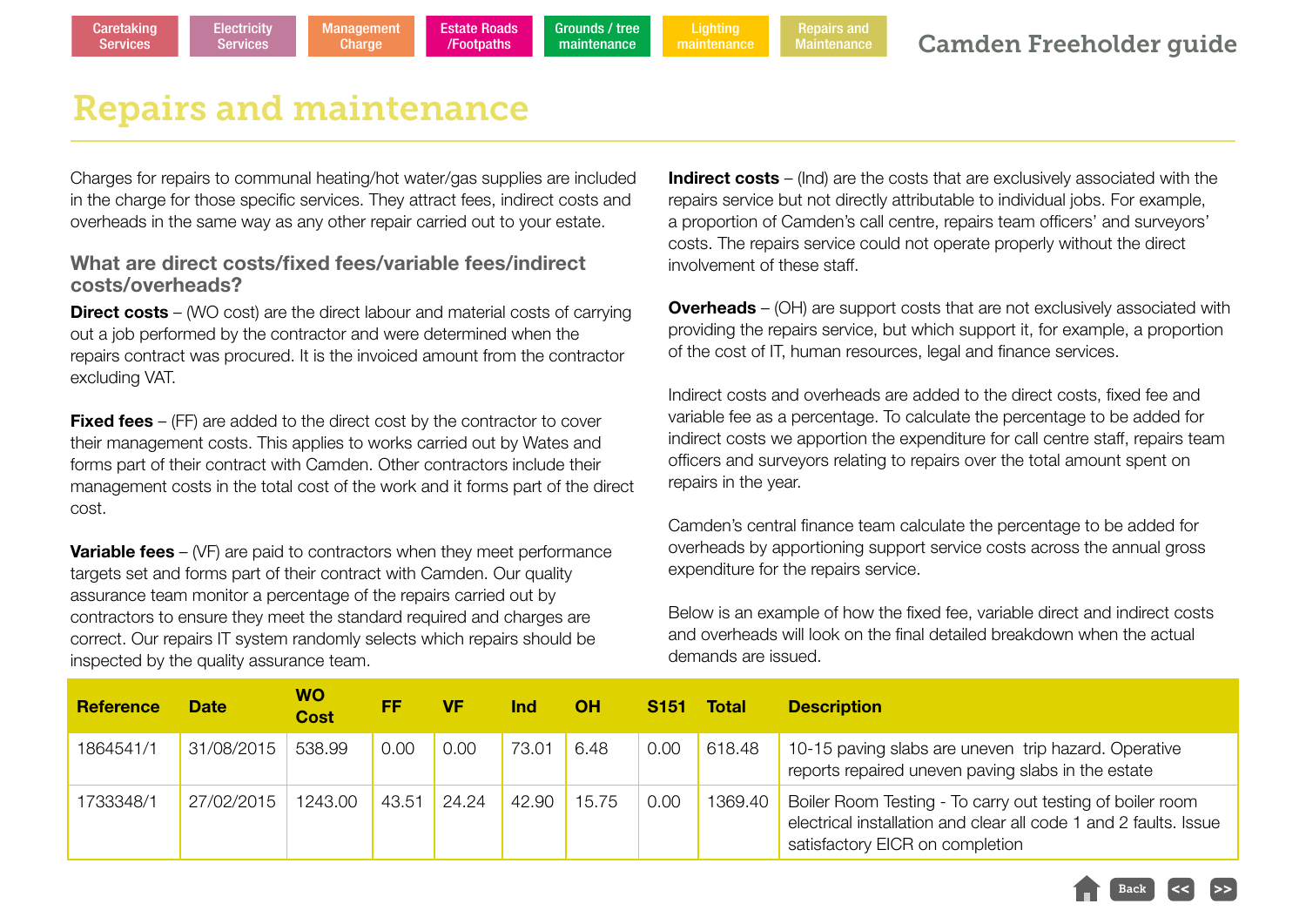# Repairs and maintenance

Charges for repairs to communal heating/hot water/gas supplies are included in the charge for those specific services. They attract fees, indirect costs and overheads in the same way as any other repair carried out to your estate.

### What are direct costs/fixed fees/variable fees/indirect costs/overheads?

**Direct costs** – (WO cost) are the direct labour and material costs of carrying out a job performed by the contractor and were determined when the repairs contract was procured. It is the invoiced amount from the contractor excluding VAT.

**Fixed fees** – (FF) are added to the direct cost by the contractor to cover their management costs. This applies to works carried out by Wates and forms part of their contract with Camden. Other contractors include their management costs in the total cost of the work and it forms part of the direct cost.

**Variable fees** – (VF) are paid to contractors when they meet performance targets set and forms part of their contract with Camden. Our quality assurance team monitor a percentage of the repairs carried out by contractors to ensure they meet the standard required and charges are correct. Our repairs IT system randomly selects which repairs should be inspected by the quality assurance team.

**Indirect costs** – (Ind) are the costs that are exclusively associated with the repairs service but not directly attributable to individual jobs. For example, a proportion of Camden's call centre, repairs team officers' and surveyors' costs. The repairs service could not operate properly without the direct involvement of these staff.

**Overheads** – (OH) are support costs that are not exclusively associated with providing the repairs service, but which support it, for example, a proportion of the cost of IT, human resources, legal and finance services.

Indirect costs and overheads are added to the direct costs, fixed fee and variable fee as a percentage. To calculate the percentage to be added for indirect costs we apportion the expenditure for call centre staff, repairs team officers and surveyors relating to repairs over the total amount spent on repairs in the year.

Camden's central finance team calculate the percentage to be added for overheads by apportioning support service costs across the annual gross expenditure for the repairs service.

Below is an example of how the fixed fee, variable direct and indirect costs and overheads will look on the final detailed breakdown when the actual demands are issued.

| Reference | Date | WO Cost | FF | VF | Ind | OH | S151 | Total | Description |
|---|---|---|---|---|---|---|---|---|---|
| 1864541/1 | 31/08/2015 | 538.99 | 0.00 | 0.00 | 73.01 | 6.48 | 0.00 | 618.48 | 10-15 paving slabs are uneven trip hazard. Operative reports repaired uneven paving slabs in the estate |
| 1733348/1 | 27/02/2015 | 1243.00 | 43.51 | 24.24 | 42.90 | 15.75 | 0.00 | 1369.40 | Boiler Room Testing - To carry out testing of boiler room electrical installation and clear all code 1 and 2 faults. Issue satisfactory EICR on completion |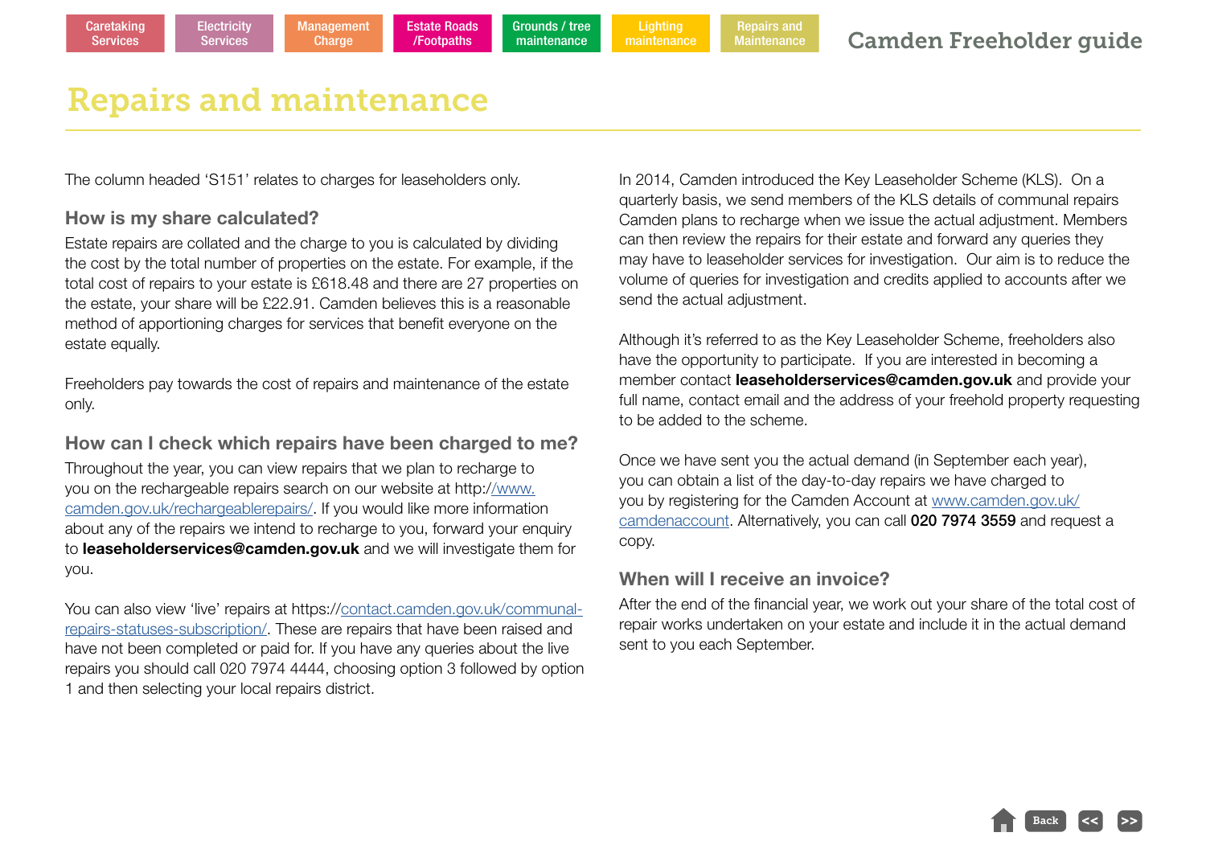# Repairs and maintenance

The column headed 'S151' relates to charges for leaseholders only.

### How is my share calculated?

Estate repairs are collated and the charge to you is calculated by dividing the cost by the total number of properties on the estate. For example, if the total cost of repairs to your estate is £618.48 and there are 27 properties on the estate, your share will be £22.91. Camden believes this is a reasonable method of apportioning charges for services that benefit everyone on the estate equally.

Freeholders pay towards the cost of repairs and maintenance of the estate only.

### How can I check which repairs have been charged to me?

Throughout the year, you can view repairs that we plan to recharge to you on the rechargeable repairs search on our website at http://www.camden.gov.uk/rechargeablerepairs/. If you would like more information about any of the repairs we intend to recharge to you, forward your enquiry to **leaseholderservices@camden.gov.uk** and we will investigate them for you.

You can also view 'live' repairs at https://contact.camden.gov.uk/communal-repairs-statuses-subscription/. These are repairs that have been raised and have not been completed or paid for. If you have any queries about the live repairs you should call 020 7974 4444, choosing option 3 followed by option 1 and then selecting your local repairs district.

In 2014, Camden introduced the Key Leaseholder Scheme (KLS). On a quarterly basis, we send members of the KLS details of communal repairs Camden plans to recharge when we issue the actual adjustment. Members can then review the repairs for their estate and forward any queries they may have to leaseholder services for investigation. Our aim is to reduce the volume of queries for investigation and credits applied to accounts after we send the actual adjustment.

Although it's referred to as the Key Leaseholder Scheme, freeholders also have the opportunity to participate. If you are interested in becoming a member contact **leaseholderservices@camden.gov.uk** and provide your full name, contact email and the address of your freehold property requesting to be added to the scheme.

Once we have sent you the actual demand (in September each year), you can obtain a list of the day-to-day repairs we have charged to you by registering for the Camden Account at www.camden.gov.uk/camdenaccount. Alternatively, you can call **020 7974 3559** and request a copy.

### When will I receive an invoice?

After the end of the financial year, we work out your share of the total cost of repair works undertaken on your estate and include it in the actual demand sent to you each September.